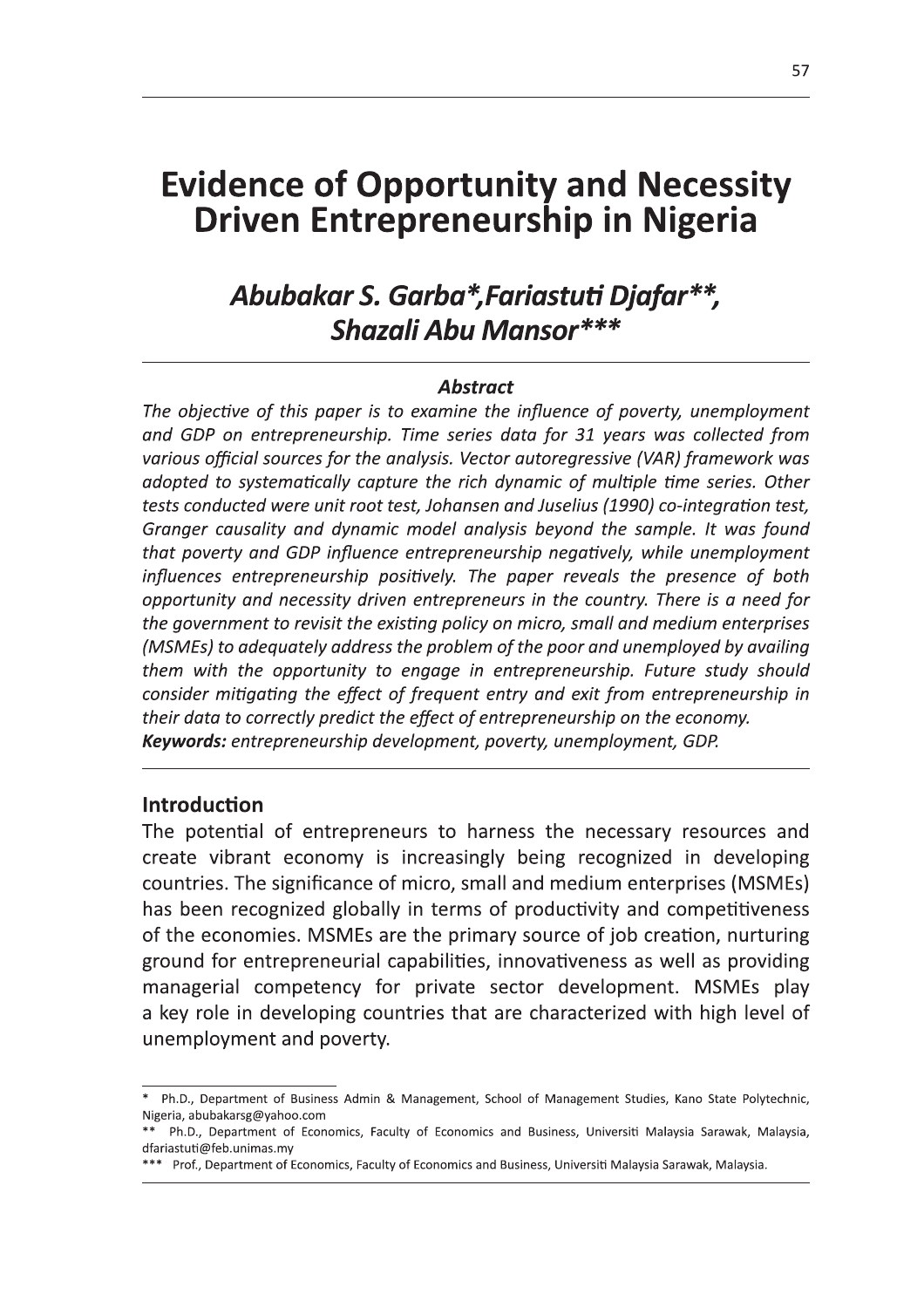# Evidence of Opportunity and Necessity Driven Entrepreneurship in Nigeria

## *Abubakar S. Garba*, Fariastuti Djafar**, Shazali Abu Mansor****

### *Abstract*

*The objective of this paper is to examine the influence of poverty, unemployment and GDP on entrepreneurship. Time series data for 31 years was collected from various official sources for the analysis. Vector autoregressive (VAR) framework was adopted to systematically capture the rich dynamic of multiple time series. Other tests conducted were unit root test, Johansen and Juselius (1990) co-integration test, Granger causality and dynamic model analysis beyond the sample. It was found that poverty and GDP influence entrepreneurship negatively, while unemployment influences entrepreneurship positively. The paper reveals the presence of both opportunity and necessity driven entrepreneurs in the country. There is a need for the government to revisit the existing policy on micro, small and medium enterprises (MSMEs) to adequately address the problem of the poor and unemployed by availing them with the opportunity to engage in entrepreneurship. Future study should consider mitigating the effect of frequent entry and exit from entrepreneurship in their data to correctly predict the effect of entrepreneurship on the economy.*

***Keywords:*** *entrepreneurship development, poverty, unemployment, GDP.*

## Introduction

The potential of entrepreneurs to harness the necessary resources and create vibrant economy is increasingly being recognized in developing countries. The significance of micro, small and medium enterprises (MSMEs) has been recognized globally in terms of productivity and competitiveness of the economies. MSMEs are the primary source of job creation, nurturing ground for entrepreneurial capabilities, innovativeness as well as providing managerial competency for private sector development. MSMEs play a key role in developing countries that are characterized with high level of unemployment and poverty.

---

\* Ph.D., Department of Business Admin & Management, School of Management Studies, Kano State Polytechnic, Nigeria, abubakarsg@yahoo.com

\*\* Ph.D., Department of Economics, Faculty of Economics and Business, Universiti Malaysia Sarawak, Malaysia, dfariastuti@feb.unimas.my

\*\*\* Prof., Department of Economics, Faculty of Economics and Business, Universiti Malaysia Sarawak, Malaysia.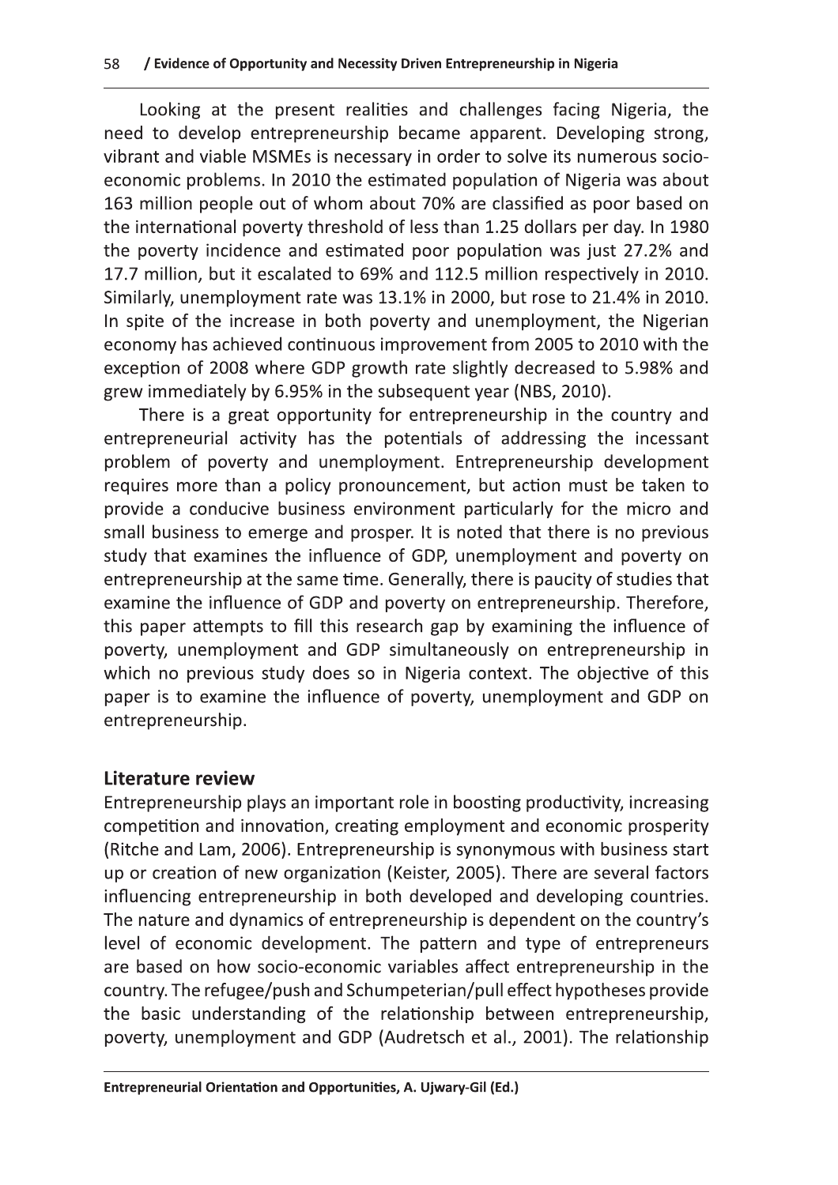Looking at the present realities and challenges facing Nigeria, the need to develop entrepreneurship became apparent. Developing strong, vibrant and viable MSMEs is necessary in order to solve its numerous socio-economic problems. In 2010 the estimated population of Nigeria was about 163 million people out of whom about 70% are classified as poor based on the international poverty threshold of less than 1.25 dollars per day. In 1980 the poverty incidence and estimated poor population was just 27.2% and 17.7 million, but it escalated to 69% and 112.5 million respectively in 2010. Similarly, unemployment rate was 13.1% in 2000, but rose to 21.4% in 2010. In spite of the increase in both poverty and unemployment, the Nigerian economy has achieved continuous improvement from 2005 to 2010 with the exception of 2008 where GDP growth rate slightly decreased to 5.98% and grew immediately by 6.95% in the subsequent year (NBS, 2010).

There is a great opportunity for entrepreneurship in the country and entrepreneurial activity has the potentials of addressing the incessant problem of poverty and unemployment. Entrepreneurship development requires more than a policy pronouncement, but action must be taken to provide a conducive business environment particularly for the micro and small business to emerge and prosper. It is noted that there is no previous study that examines the influence of GDP, unemployment and poverty on entrepreneurship at the same time. Generally, there is paucity of studies that examine the influence of GDP and poverty on entrepreneurship. Therefore, this paper attempts to fill this research gap by examining the influence of poverty, unemployment and GDP simultaneously on entrepreneurship in which no previous study does so in Nigeria context. The objective of this paper is to examine the influence of poverty, unemployment and GDP on entrepreneurship.

## Literature review

Entrepreneurship plays an important role in boosting productivity, increasing competition and innovation, creating employment and economic prosperity (Ritche and Lam, 2006). Entrepreneurship is synonymous with business start up or creation of new organization (Keister, 2005). There are several factors influencing entrepreneurship in both developed and developing countries. The nature and dynamics of entrepreneurship is dependent on the country's level of economic development. The pattern and type of entrepreneurs are based on how socio-economic variables affect entrepreneurship in the country. The refugee/push and Schumpeterian/pull effect hypotheses provide the basic understanding of the relationship between entrepreneurship, poverty, unemployment and GDP (Audretsch et al., 2001). The relationship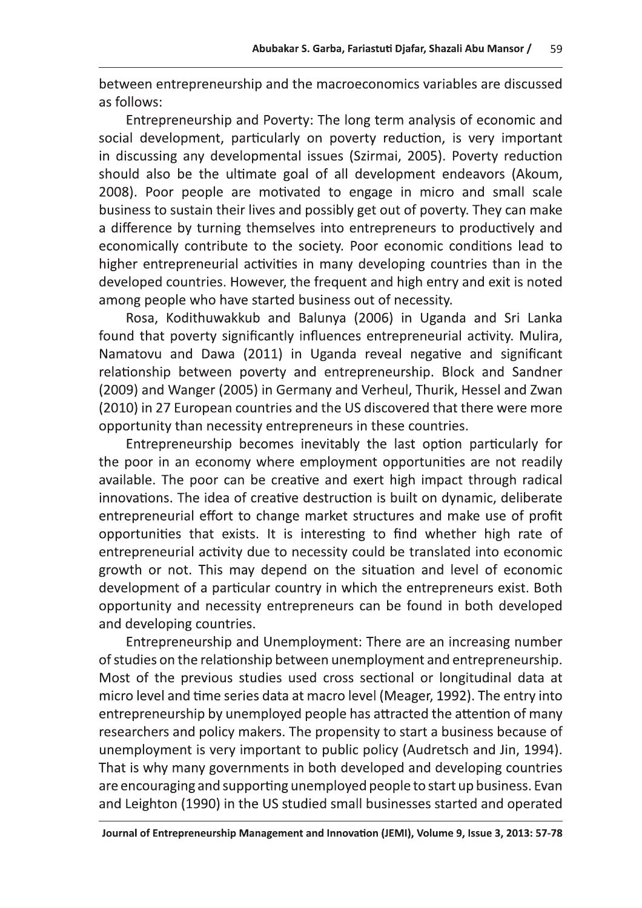between entrepreneurship and the macroeconomics variables are discussed as follows:

Entrepreneurship and Poverty: The long term analysis of economic and social development, particularly on poverty reduction, is very important in discussing any developmental issues (Szirmai, 2005). Poverty reduction should also be the ultimate goal of all development endeavors (Akoum, 2008). Poor people are motivated to engage in micro and small scale business to sustain their lives and possibly get out of poverty. They can make a difference by turning themselves into entrepreneurs to productively and economically contribute to the society. Poor economic conditions lead to higher entrepreneurial activities in many developing countries than in the developed countries. However, the frequent and high entry and exit is noted among people who have started business out of necessity.

Rosa, Kodithuwakkub and Balunya (2006) in Uganda and Sri Lanka found that poverty significantly influences entrepreneurial activity. Mulira, Namatovu and Dawa (2011) in Uganda reveal negative and significant relationship between poverty and entrepreneurship. Block and Sandner (2009) and Wanger (2005) in Germany and Verheul, Thurik, Hessel and Zwan (2010) in 27 European countries and the US discovered that there were more opportunity than necessity entrepreneurs in these countries.

Entrepreneurship becomes inevitably the last option particularly for the poor in an economy where employment opportunities are not readily available. The poor can be creative and exert high impact through radical innovations. The idea of creative destruction is built on dynamic, deliberate entrepreneurial effort to change market structures and make use of profit opportunities that exists. It is interesting to find whether high rate of entrepreneurial activity due to necessity could be translated into economic growth or not. This may depend on the situation and level of economic development of a particular country in which the entrepreneurs exist. Both opportunity and necessity entrepreneurs can be found in both developed and developing countries.

Entrepreneurship and Unemployment: There are an increasing number of studies on the relationship between unemployment and entrepreneurship. Most of the previous studies used cross sectional or longitudinal data at micro level and time series data at macro level (Meager, 1992). The entry into entrepreneurship by unemployed people has attracted the attention of many researchers and policy makers. The propensity to start a business because of unemployment is very important to public policy (Audretsch and Jin, 1994). That is why many governments in both developed and developing countries are encouraging and supporting unemployed people to start up business. Evan and Leighton (1990) in the US studied small businesses started and operated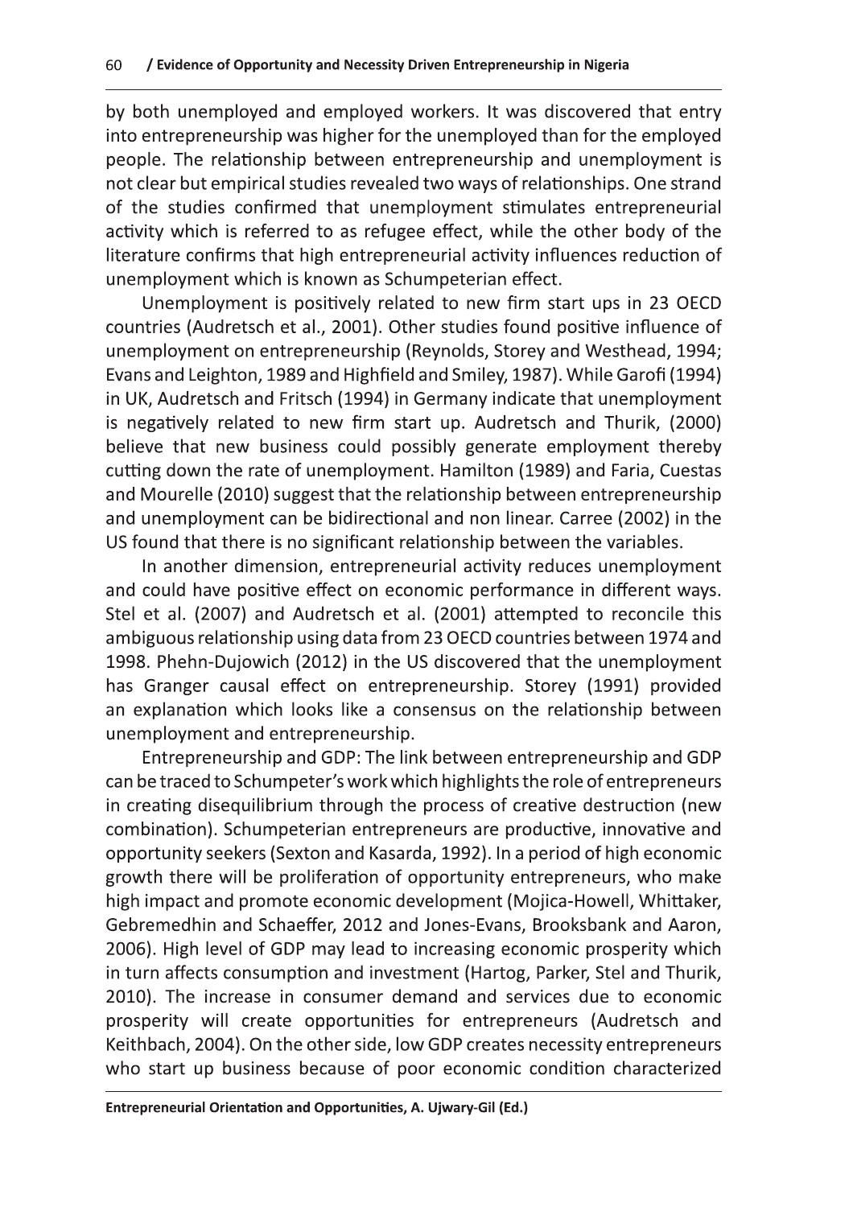by both unemployed and employed workers. It was discovered that entry into entrepreneurship was higher for the unemployed than for the employed people. The relationship between entrepreneurship and unemployment is not clear but empirical studies revealed two ways of relationships. One strand of the studies confirmed that unemployment stimulates entrepreneurial activity which is referred to as refugee effect, while the other body of the literature confirms that high entrepreneurial activity influences reduction of unemployment which is known as Schumpeterian effect.

Unemployment is positively related to new firm start ups in 23 OECD countries (Audretsch et al., 2001). Other studies found positive influence of unemployment on entrepreneurship (Reynolds, Storey and Westhead, 1994; Evans and Leighton, 1989 and Highfield and Smiley, 1987). While Garofi (1994) in UK, Audretsch and Fritsch (1994) in Germany indicate that unemployment is negatively related to new firm start up. Audretsch and Thurik, (2000) believe that new business could possibly generate employment thereby cutting down the rate of unemployment. Hamilton (1989) and Faria, Cuestas and Mourelle (2010) suggest that the relationship between entrepreneurship and unemployment can be bidirectional and non linear. Carree (2002) in the US found that there is no significant relationship between the variables.

In another dimension, entrepreneurial activity reduces unemployment and could have positive effect on economic performance in different ways. Stel et al. (2007) and Audretsch et al. (2001) attempted to reconcile this ambiguous relationship using data from 23 OECD countries between 1974 and 1998. Phehn-Dujowich (2012) in the US discovered that the unemployment has Granger causal effect on entrepreneurship. Storey (1991) provided an explanation which looks like a consensus on the relationship between unemployment and entrepreneurship.

Entrepreneurship and GDP: The link between entrepreneurship and GDP can be traced to Schumpeter's work which highlights the role of entrepreneurs in creating disequilibrium through the process of creative destruction (new combination). Schumpeterian entrepreneurs are productive, innovative and opportunity seekers (Sexton and Kasarda, 1992). In a period of high economic growth there will be proliferation of opportunity entrepreneurs, who make high impact and promote economic development (Mojica-Howell, Whittaker, Gebremedhin and Schaeffer, 2012 and Jones-Evans, Brooksbank and Aaron, 2006). High level of GDP may lead to increasing economic prosperity which in turn affects consumption and investment (Hartog, Parker, Stel and Thurik, 2010). The increase in consumer demand and services due to economic prosperity will create opportunities for entrepreneurs (Audretsch and Keithbach, 2004). On the other side, low GDP creates necessity entrepreneurs who start up business because of poor economic condition characterized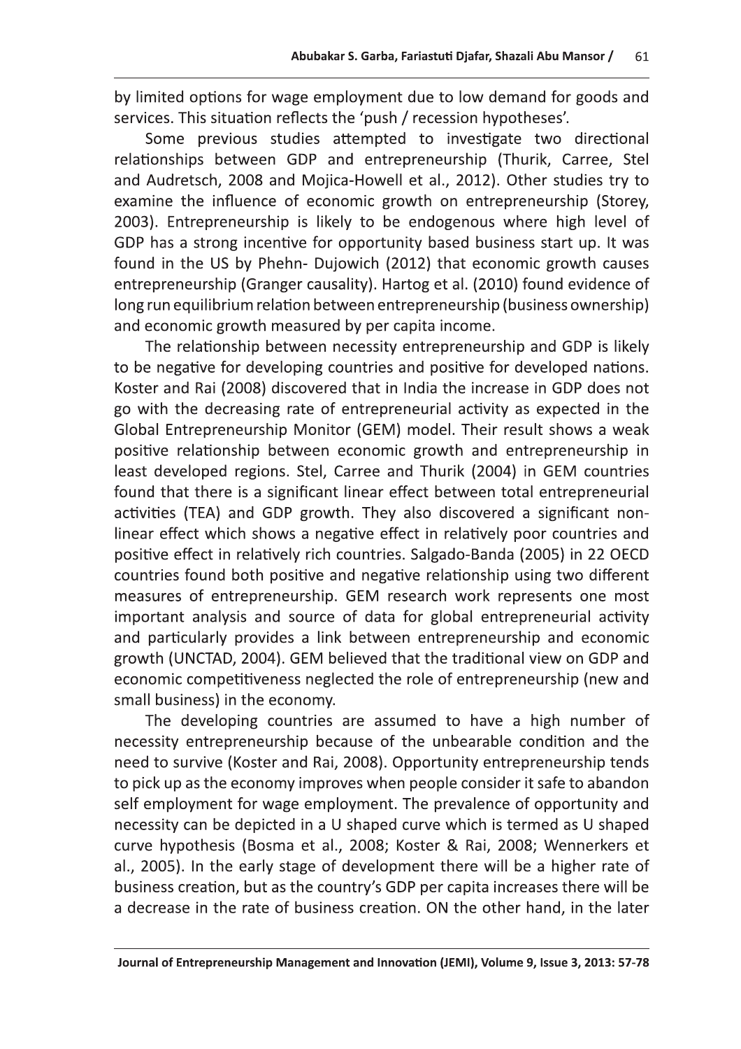by limited options for wage employment due to low demand for goods and services. This situation reflects the 'push / recession hypotheses'.

Some previous studies attempted to investigate two directional relationships between GDP and entrepreneurship (Thurik, Carree, Stel and Audretsch, 2008 and Mojica-Howell et al., 2012). Other studies try to examine the influence of economic growth on entrepreneurship (Storey, 2003). Entrepreneurship is likely to be endogenous where high level of GDP has a strong incentive for opportunity based business start up. It was found in the US by Phehn- Dujowich (2012) that economic growth causes entrepreneurship (Granger causality). Hartog et al. (2010) found evidence of long run equilibrium relation between entrepreneurship (business ownership) and economic growth measured by per capita income.

The relationship between necessity entrepreneurship and GDP is likely to be negative for developing countries and positive for developed nations. Koster and Rai (2008) discovered that in India the increase in GDP does not go with the decreasing rate of entrepreneurial activity as expected in the Global Entrepreneurship Monitor (GEM) model. Their result shows a weak positive relationship between economic growth and entrepreneurship in least developed regions. Stel, Carree and Thurik (2004) in GEM countries found that there is a significant linear effect between total entrepreneurial activities (TEA) and GDP growth. They also discovered a significant non-linear effect which shows a negative effect in relatively poor countries and positive effect in relatively rich countries. Salgado-Banda (2005) in 22 OECD countries found both positive and negative relationship using two different measures of entrepreneurship. GEM research work represents one most important analysis and source of data for global entrepreneurial activity and particularly provides a link between entrepreneurship and economic growth (UNCTAD, 2004). GEM believed that the traditional view on GDP and economic competitiveness neglected the role of entrepreneurship (new and small business) in the economy.

The developing countries are assumed to have a high number of necessity entrepreneurship because of the unbearable condition and the need to survive (Koster and Rai, 2008). Opportunity entrepreneurship tends to pick up as the economy improves when people consider it safe to abandon self employment for wage employment. The prevalence of opportunity and necessity can be depicted in a U shaped curve which is termed as U shaped curve hypothesis (Bosma et al., 2008; Koster & Rai, 2008; Wennerkers et al., 2005). In the early stage of development there will be a higher rate of business creation, but as the country's GDP per capita increases there will be a decrease in the rate of business creation. ON the other hand, in the later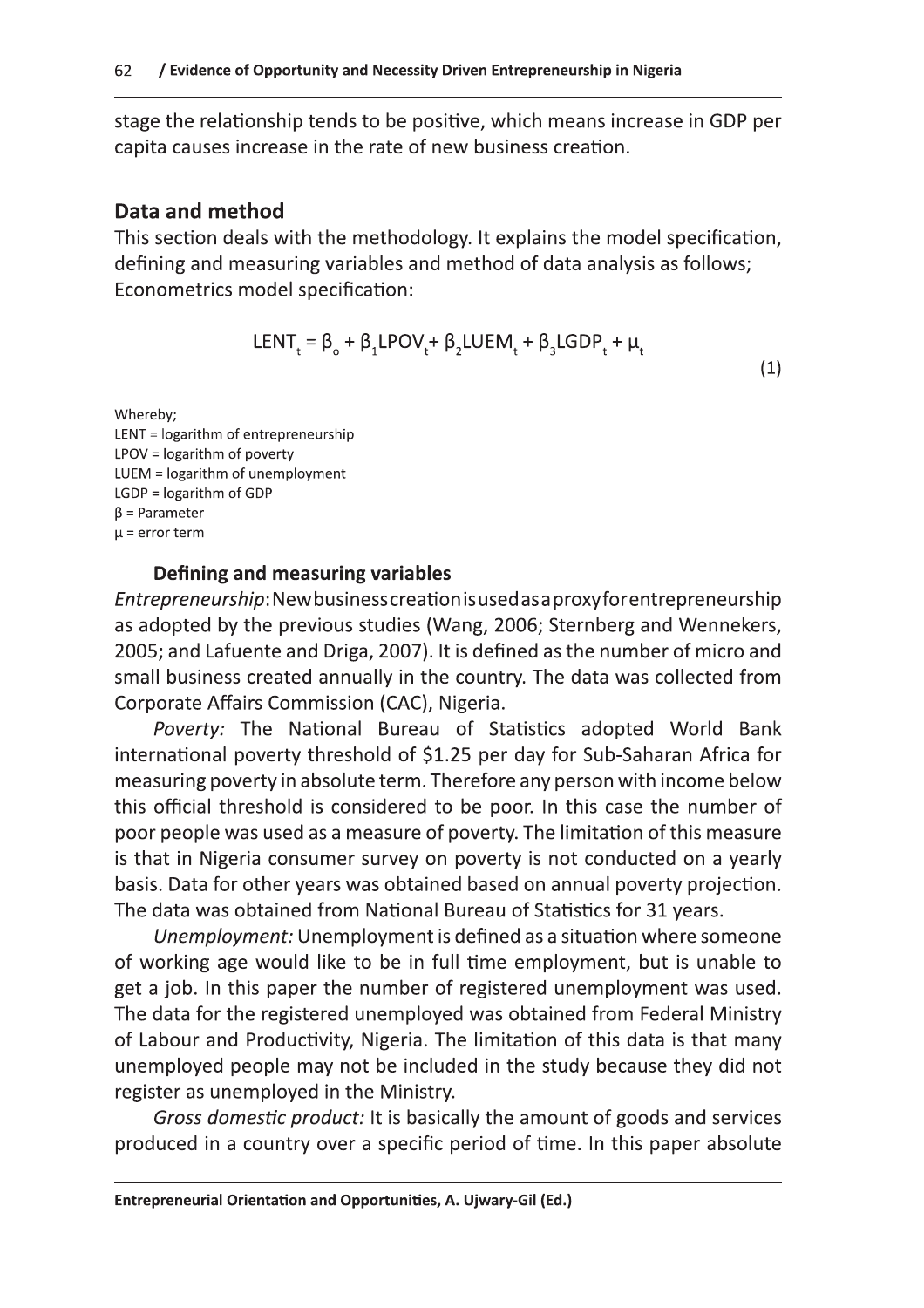stage the relationship tends to be positive, which means increase in GDP per capita causes increase in the rate of new business creation.

## Data and method

This section deals with the methodology. It explains the model specification, defining and measuring variables and method of data analysis as follows; Econometrics model specification:

$$LENT_t = \beta_o + \beta_1 LPOV_t + \beta_2 LUEM_t + \beta_3 LGDP_t + \mu_t \tag{1}$$

Whereby;
LENT = logarithm of entrepreneurship
LPOV = logarithm of poverty
LUEM = logarithm of unemployment
LGDP = logarithm of GDP
$\beta$ = Parameter
$\mu$ = error term

### Defining and measuring variables

*Entrepreneurship*: New business creation is used as a proxy for entrepreneurship as adopted by the previous studies (Wang, 2006; Sternberg and Wennekers, 2005; and Lafuente and Driga, 2007). It is defined as the number of micro and small business created annually in the country. The data was collected from Corporate Affairs Commission (CAC), Nigeria.

*Poverty:* The National Bureau of Statistics adopted World Bank international poverty threshold of $1.25 per day for Sub-Saharan Africa for measuring poverty in absolute term. Therefore any person with income below this official threshold is considered to be poor. In this case the number of poor people was used as a measure of poverty. The limitation of this measure is that in Nigeria consumer survey on poverty is not conducted on a yearly basis. Data for other years was obtained based on annual poverty projection. The data was obtained from National Bureau of Statistics for 31 years.

*Unemployment:* Unemployment is defined as a situation where someone of working age would like to be in full time employment, but is unable to get a job. In this paper the number of registered unemployment was used. The data for the registered unemployed was obtained from Federal Ministry of Labour and Productivity, Nigeria. The limitation of this data is that many unemployed people may not be included in the study because they did not register as unemployed in the Ministry.

*Gross domestic product:* It is basically the amount of goods and services produced in a country over a specific period of time. In this paper absolute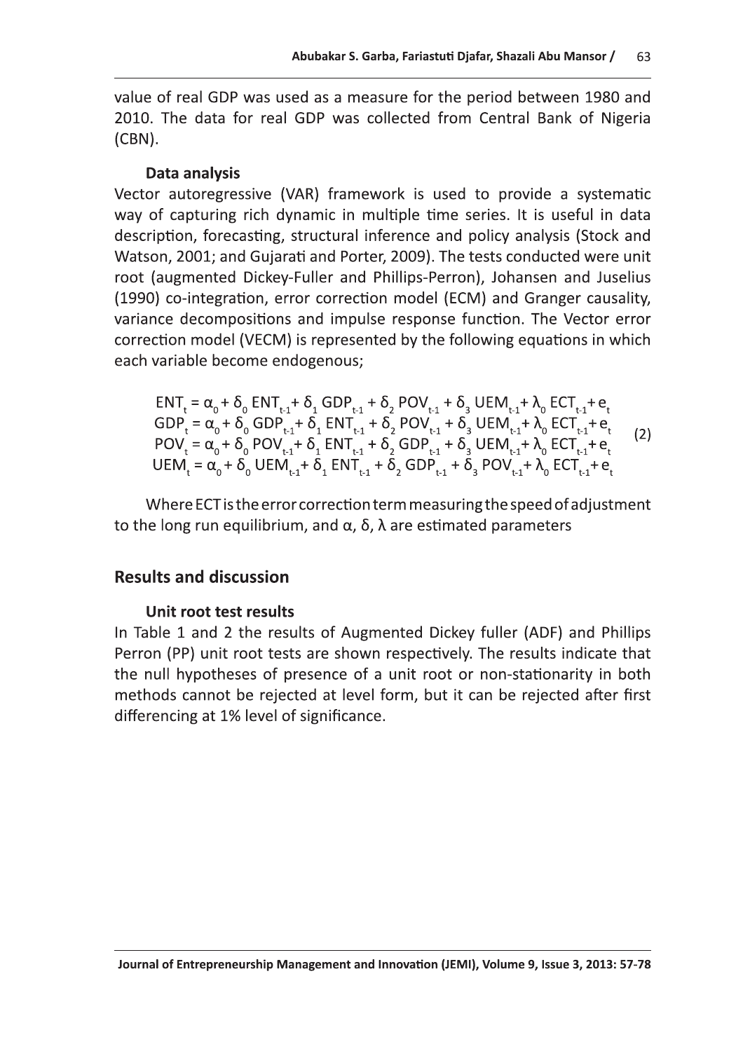value of real GDP was used as a measure for the period between 1980 and 2010. The data for real GDP was collected from Central Bank of Nigeria (CBN).

### Data analysis

Vector autoregressive (VAR) framework is used to provide a systematic way of capturing rich dynamic in multiple time series. It is useful in data description, forecasting, structural inference and policy analysis (Stock and Watson, 2001; and Gujarati and Porter, 2009). The tests conducted were unit root (augmented Dickey-Fuller and Phillips-Perron), Johansen and Juselius (1990) co-integration, error correction model (ECM) and Granger causality, variance decompositions and impulse response function. The Vector error correction model (VECM) is represented by the following equations in which each variable become endogenous;

$$
\begin{aligned}
ENT_t &= \alpha_0 + \delta_0\, ENT_{t-1} + \delta_1\, GDP_{t-1} + \delta_2\, POV_{t-1} + \delta_3\, UEM_{t-1} + \lambda_0\, ECT_{t-1} + e_t \\
GDP_t &= \alpha_0 + \delta_0\, GDP_{t-1} + \delta_1\, ENT_{t-1} + \delta_2\, POV_{t-1} + \delta_3\, UEM_{t-1} + \lambda_0\, ECT_{t-1} + e_t \\
POV_t &= \alpha_0 + \delta_0\, POV_{t-1} + \delta_1\, ENT_{t-1} + \delta_2\, GDP_{t-1} + \delta_3\, UEM_{t-1} + \lambda_0\, ECT_{t-1} + e_t \\
UEM_t &= \alpha_0 + \delta_0\, UEM_{t-1} + \delta_1\, ENT_{t-1} + \delta_2\, GDP_{t-1} + \delta_3\, POV_{t-1} + \lambda_0\, ECT_{t-1} + e_t
\end{aligned}
\tag{2}
$$

Where ECT is the error correction term measuring the speed of adjustment to the long run equilibrium, and $\alpha$, $\delta$, $\lambda$ are estimated parameters

## Results and discussion

### Unit root test results

In Table 1 and 2 the results of Augmented Dickey fuller (ADF) and Phillips Perron (PP) unit root tests are shown respectively. The results indicate that the null hypotheses of presence of a unit root or non-stationarity in both methods cannot be rejected at level form, but it can be rejected after first differencing at 1% level of significance.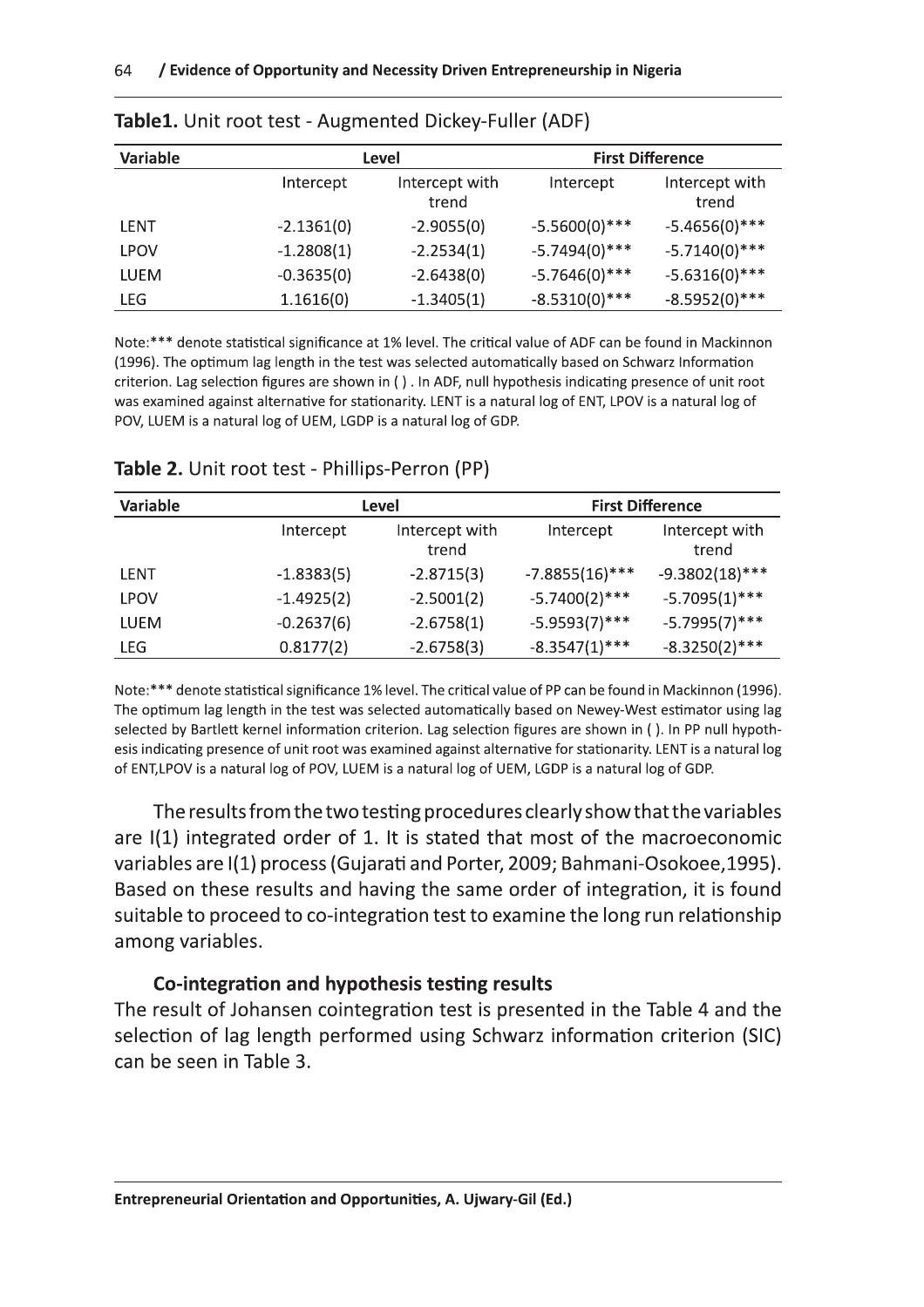**Table1.** Unit root test - Augmented Dickey-Fuller (ADF)

| Variable | Level | | First Difference | |
|---|---|---|---|---|
| | Intercept | Intercept with trend | Intercept | Intercept with trend |
| LENT | -2.1361(0) | -2.9055(0) | -5.5600(0)*** | -5.4656(0)*** |
| LPOV | -1.2808(1) | -2.2534(1) | -5.7494(0)*** | -5.7140(0)*** |
| LUEM | -0.3635(0) | -2.6438(0) | -5.7646(0)*** | -5.6316(0)*** |
| LEG | 1.1616(0) | -1.3405(1) | -8.5310(0)*** | -8.5952(0)*** |

Note:*** denote statistical significance at 1% level. The critical value of ADF can be found in Mackinnon (1996). The optimum lag length in the test was selected automatically based on Schwarz Information criterion. Lag selection figures are shown in ( ) . In ADF, null hypothesis indicating presence of unit root was examined against alternative for stationarity. LENT is a natural log of ENT, LPOV is a natural log of POV, LUEM is a natural log of UEM, LGDP is a natural log of GDP.

**Table 2.** Unit root test - Phillips-Perron (PP)

| Variable | Level | | First Difference | |
|---|---|---|---|---|
| | Intercept | Intercept with trend | Intercept | Intercept with trend |
| LENT | -1.8383(5) | -2.8715(3) | -7.8855(16)*** | -9.3802(18)*** |
| LPOV | -1.4925(2) | -2.5001(2) | -5.7400(2)*** | -5.7095(1)*** |
| LUEM | -0.2637(6) | -2.6758(1) | -5.9593(7)*** | -5.7995(7)*** |
| LEG | 0.8177(2) | -2.6758(3) | -8.3547(1)*** | -8.3250(2)*** |

Note:*** denote statistical significance 1% level. The critical value of PP can be found in Mackinnon (1996). The optimum lag length in the test was selected automatically based on Newey-West estimator using lag selected by Bartlett kernel information criterion. Lag selection figures are shown in ( ). In PP null hypothesis indicating presence of unit root was examined against alternative for stationarity. LENT is a natural log of ENT,LPOV is a natural log of POV, LUEM is a natural log of UEM, LGDP is a natural log of GDP.

The results from the two testing procedures clearly show that the variables are I(1) integrated order of 1. It is stated that most of the macroeconomic variables are I(1) process (Gujarati and Porter, 2009; Bahmani-Osokoee,1995). Based on these results and having the same order of integration, it is found suitable to proceed to co-integration test to examine the long run relationship among variables.

### Co-integration and hypothesis testing results

The result of Johansen cointegration test is presented in the Table 4 and the selection of lag length performed using Schwarz information criterion (SIC) can be seen in Table 3.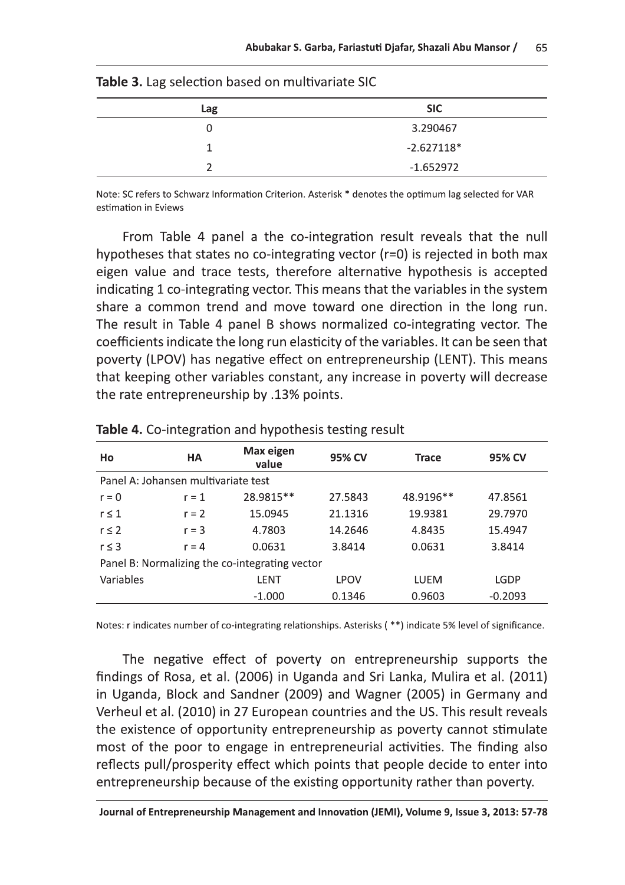**Table 3.** Lag selection based on multivariate SIC

| Lag | SIC |
|---|---|
| 0 | 3.290467 |
| 1 | -2.627118* |
| 2 | -1.652972 |

Note: SC refers to Schwarz Information Criterion. Asterisk * denotes the optimum lag selected for VAR estimation in Eviews

From Table 4 panel a the co-integration result reveals that the null hypotheses that states no co-integrating vector (r=0) is rejected in both max eigen value and trace tests, therefore alternative hypothesis is accepted indicating 1 co-integrating vector. This means that the variables in the system share a common trend and move toward one direction in the long run. The result in Table 4 panel B shows normalized co-integrating vector. The coefficients indicate the long run elasticity of the variables. It can be seen that poverty (LPOV) has negative effect on entrepreneurship (LENT). This means that keeping other variables constant, any increase in poverty will decrease the rate entrepreneurship by .13% points.

**Table 4.** Co-integration and hypothesis testing result

| Ho | HA | Max eigen value | 95% CV | Trace | 95% CV |
|---|---|---|---|---|---|
| Panel A: Johansen multivariate test | | | | | |
| r = 0 | r = 1 | 28.9815** | 27.5843 | 48.9196** | 47.8561 |
| r ≤ 1 | r = 2 | 15.0945 | 21.1316 | 19.9381 | 29.7970 |
| r ≤ 2 | r = 3 | 4.7803 | 14.2646 | 4.8435 | 15.4947 |
| r ≤ 3 | r = 4 | 0.0631 | 3.8414 | 0.0631 | 3.8414 |
| Panel B: Normalizing the co-integrating vector | | | | | |
| Variables | | LENT | LPOV | LUEM | LGDP |
| | | -1.000 | 0.1346 | 0.9603 | -0.2093 |

Notes: r indicates number of co-integrating relationships. Asterisks ( **) indicate 5% level of significance.

The negative effect of poverty on entrepreneurship supports the findings of Rosa, et al. (2006) in Uganda and Sri Lanka, Mulira et al. (2011) in Uganda, Block and Sandner (2009) and Wagner (2005) in Germany and Verheul et al. (2010) in 27 European countries and the US. This result reveals the existence of opportunity entrepreneurship as poverty cannot stimulate most of the poor to engage in entrepreneurial activities. The finding also reflects pull/prosperity effect which points that people decide to enter into entrepreneurship because of the existing opportunity rather than poverty.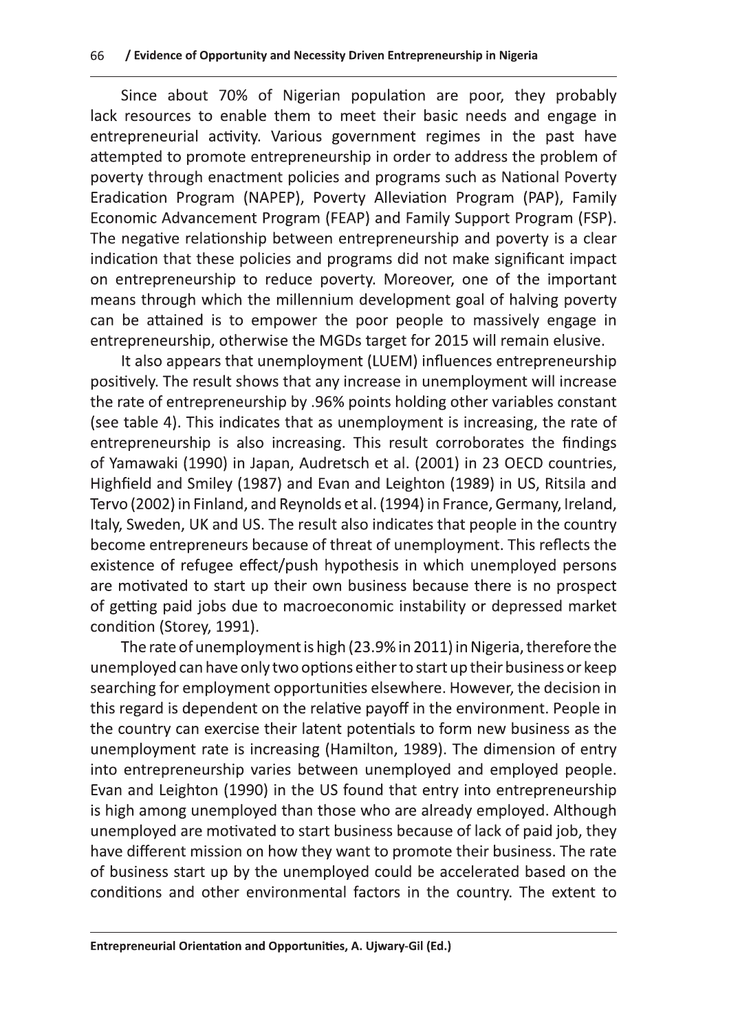Since about 70% of Nigerian population are poor, they probably lack resources to enable them to meet their basic needs and engage in entrepreneurial activity. Various government regimes in the past have attempted to promote entrepreneurship in order to address the problem of poverty through enactment policies and programs such as National Poverty Eradication Program (NAPEP), Poverty Alleviation Program (PAP), Family Economic Advancement Program (FEAP) and Family Support Program (FSP). The negative relationship between entrepreneurship and poverty is a clear indication that these policies and programs did not make significant impact on entrepreneurship to reduce poverty. Moreover, one of the important means through which the millennium development goal of halving poverty can be attained is to empower the poor people to massively engage in entrepreneurship, otherwise the MGDs target for 2015 will remain elusive.

It also appears that unemployment (LUEM) influences entrepreneurship positively. The result shows that any increase in unemployment will increase the rate of entrepreneurship by .96% points holding other variables constant (see table 4). This indicates that as unemployment is increasing, the rate of entrepreneurship is also increasing. This result corroborates the findings of Yamawaki (1990) in Japan, Audretsch et al. (2001) in 23 OECD countries, Highfield and Smiley (1987) and Evan and Leighton (1989) in US, Ritsila and Tervo (2002) in Finland, and Reynolds et al. (1994) in France, Germany, Ireland, Italy, Sweden, UK and US. The result also indicates that people in the country become entrepreneurs because of threat of unemployment. This reflects the existence of refugee effect/push hypothesis in which unemployed persons are motivated to start up their own business because there is no prospect of getting paid jobs due to macroeconomic instability or depressed market condition (Storey, 1991).

The rate of unemployment is high (23.9% in 2011) in Nigeria, therefore the unemployed can have only two options either to start up their business or keep searching for employment opportunities elsewhere. However, the decision in this regard is dependent on the relative payoff in the environment. People in the country can exercise their latent potentials to form new business as the unemployment rate is increasing (Hamilton, 1989). The dimension of entry into entrepreneurship varies between unemployed and employed people. Evan and Leighton (1990) in the US found that entry into entrepreneurship is high among unemployed than those who are already employed. Although unemployed are motivated to start business because of lack of paid job, they have different mission on how they want to promote their business. The rate of business start up by the unemployed could be accelerated based on the conditions and other environmental factors in the country. The extent to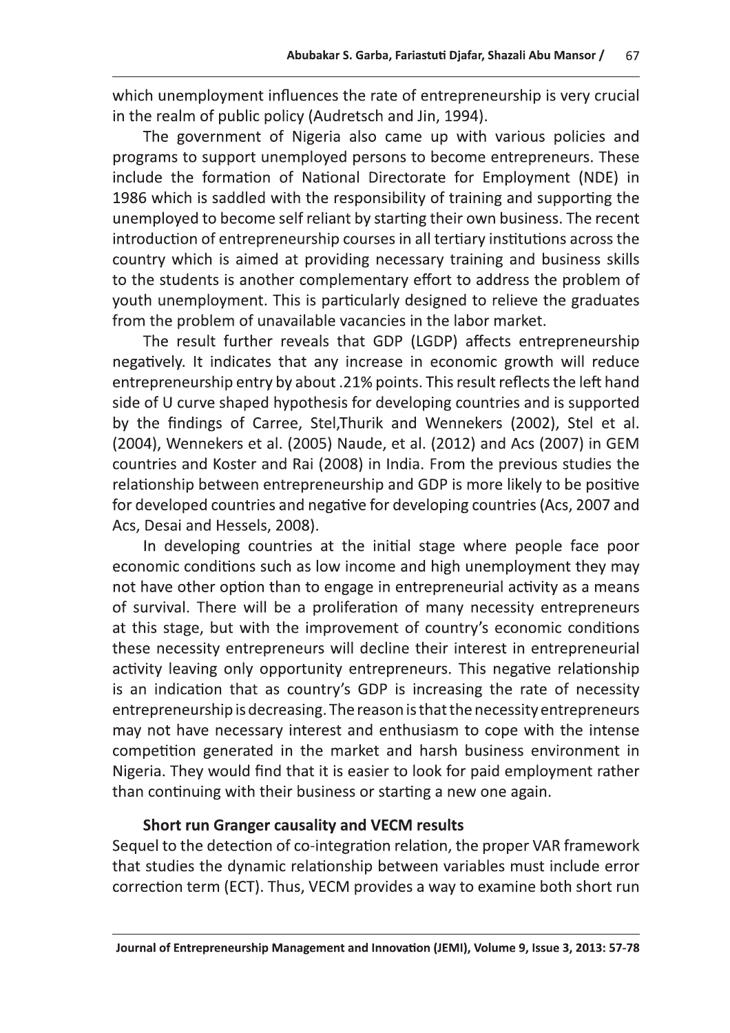which unemployment influences the rate of entrepreneurship is very crucial in the realm of public policy (Audretsch and Jin, 1994).

The government of Nigeria also came up with various policies and programs to support unemployed persons to become entrepreneurs. These include the formation of National Directorate for Employment (NDE) in 1986 which is saddled with the responsibility of training and supporting the unemployed to become self reliant by starting their own business. The recent introduction of entrepreneurship courses in all tertiary institutions across the country which is aimed at providing necessary training and business skills to the students is another complementary effort to address the problem of youth unemployment. This is particularly designed to relieve the graduates from the problem of unavailable vacancies in the labor market.

The result further reveals that GDP (LGDP) affects entrepreneurship negatively. It indicates that any increase in economic growth will reduce entrepreneurship entry by about .21% points. This result reflects the left hand side of U curve shaped hypothesis for developing countries and is supported by the findings of Carree, Stel,Thurik and Wennekers (2002), Stel et al. (2004), Wennekers et al. (2005) Naude, et al. (2012) and Acs (2007) in GEM countries and Koster and Rai (2008) in India. From the previous studies the relationship between entrepreneurship and GDP is more likely to be positive for developed countries and negative for developing countries (Acs, 2007 and Acs, Desai and Hessels, 2008).

In developing countries at the initial stage where people face poor economic conditions such as low income and high unemployment they may not have other option than to engage in entrepreneurial activity as a means of survival. There will be a proliferation of many necessity entrepreneurs at this stage, but with the improvement of country's economic conditions these necessity entrepreneurs will decline their interest in entrepreneurial activity leaving only opportunity entrepreneurs. This negative relationship is an indication that as country's GDP is increasing the rate of necessity entrepreneurship is decreasing. The reason is that the necessity entrepreneurs may not have necessary interest and enthusiasm to cope with the intense competition generated in the market and harsh business environment in Nigeria. They would find that it is easier to look for paid employment rather than continuing with their business or starting a new one again.

### Short run Granger causality and VECM results

Sequel to the detection of co-integration relation, the proper VAR framework that studies the dynamic relationship between variables must include error correction term (ECT). Thus, VECM provides a way to examine both short run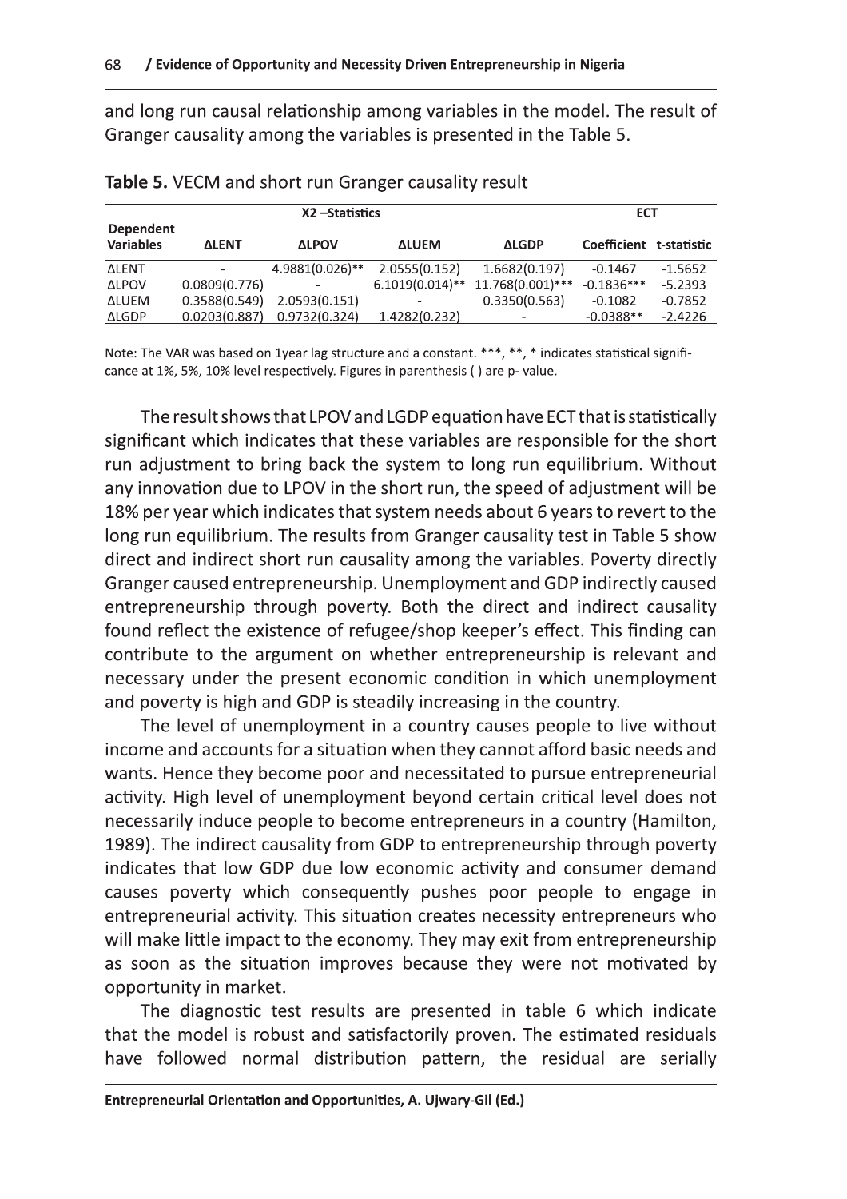and long run causal relationship among variables in the model. The result of Granger causality among the variables is presented in the Table 5.

**Table 5.** VECM and short run Granger causality result

| Dependent Variables | X2 –Statistics | | | | ECT | |
|---|---|---|---|---|---|---|
| | ΔLENT | ΔLPOV | ΔLUEM | ΔLGDP | Coefficient | t-statistic |
| ΔLENT | - | 4.9881(0.026)** | 2.0555(0.152) | 1.6682(0.197) | -0.1467 | -1.5652 |
| ΔLPOV | 0.0809(0.776) | - | 6.1019(0.014)** | 11.768(0.001)*** | -0.1836*** | -5.2393 |
| ΔLUEM | 0.3588(0.549) | 2.0593(0.151) | - | 0.3350(0.563) | -0.1082 | -0.7852 |
| ΔLGDP | 0.0203(0.887) | 0.9732(0.324) | 1.4282(0.232) | - | -0.0388** | -2.4226 |

Note: The VAR was based on 1year lag structure and a constant. ***, **, * indicates statistical significance at 1%, 5%, 10% level respectively. Figures in parenthesis ( ) are p- value.

The result shows that LPOV and LGDP equation have ECT that is statistically significant which indicates that these variables are responsible for the short run adjustment to bring back the system to long run equilibrium. Without any innovation due to LPOV in the short run, the speed of adjustment will be 18% per year which indicates that system needs about 6 years to revert to the long run equilibrium. The results from Granger causality test in Table 5 show direct and indirect short run causality among the variables. Poverty directly Granger caused entrepreneurship. Unemployment and GDP indirectly caused entrepreneurship through poverty. Both the direct and indirect causality found reflect the existence of refugee/shop keeper's effect. This finding can contribute to the argument on whether entrepreneurship is relevant and necessary under the present economic condition in which unemployment and poverty is high and GDP is steadily increasing in the country.

The level of unemployment in a country causes people to live without income and accounts for a situation when they cannot afford basic needs and wants. Hence they become poor and necessitated to pursue entrepreneurial activity. High level of unemployment beyond certain critical level does not necessarily induce people to become entrepreneurs in a country (Hamilton, 1989). The indirect causality from GDP to entrepreneurship through poverty indicates that low GDP due low economic activity and consumer demand causes poverty which consequently pushes poor people to engage in entrepreneurial activity. This situation creates necessity entrepreneurs who will make little impact to the economy. They may exit from entrepreneurship as soon as the situation improves because they were not motivated by opportunity in market.

The diagnostic test results are presented in table 6 which indicate that the model is robust and satisfactorily proven. The estimated residuals have followed normal distribution pattern, the residual are serially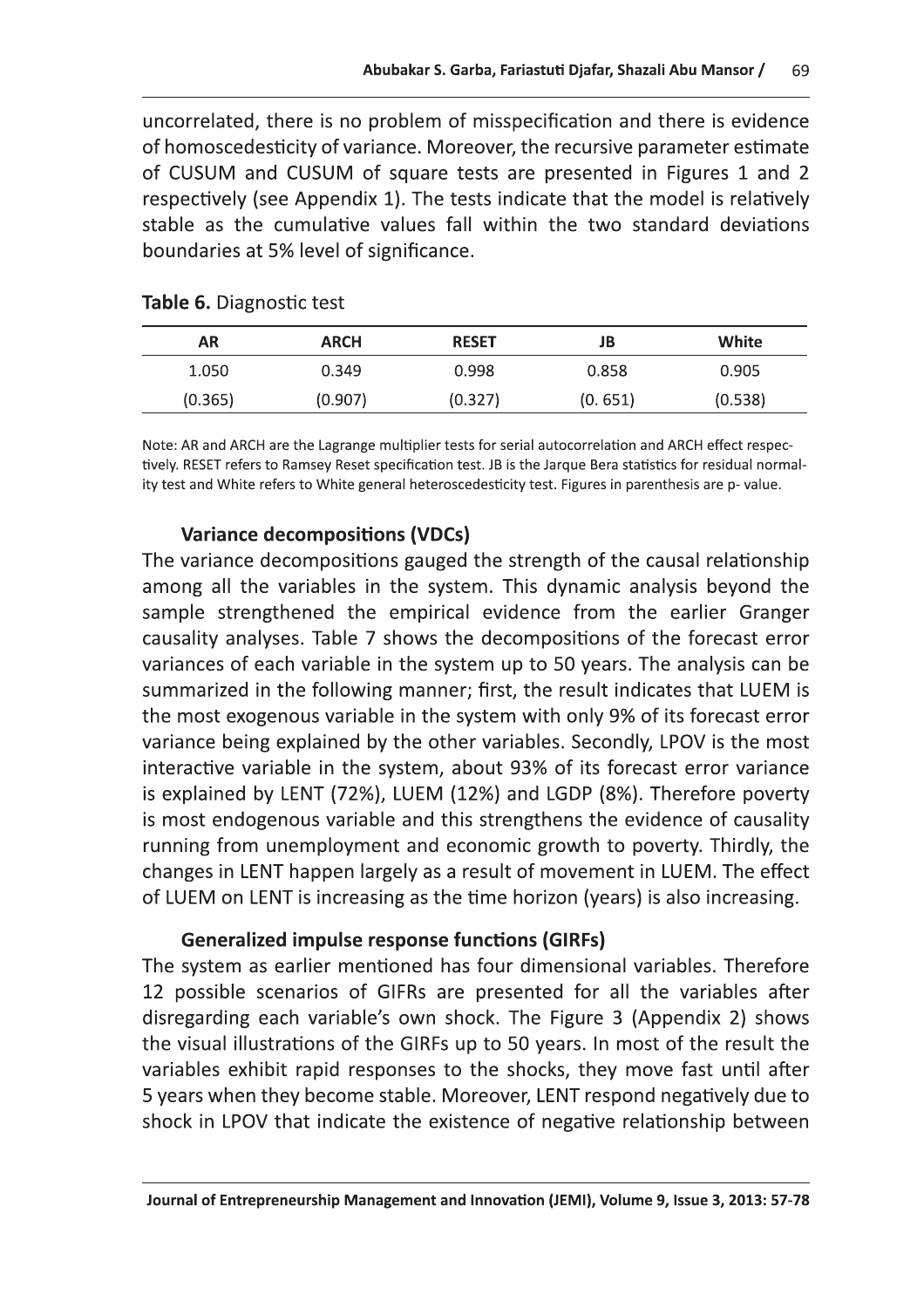uncorrelated, there is no problem of misspecification and there is evidence of homoscedesticity of variance. Moreover, the recursive parameter estimate of CUSUM and CUSUM of square tests are presented in Figures 1 and 2 respectively (see Appendix 1). The tests indicate that the model is relatively stable as the cumulative values fall within the two standard deviations boundaries at 5% level of significance.

**Table 6.** Diagnostic test

| AR | ARCH | RESET | JB | White |
|---|---|---|---|---|
| 1.050 | 0.349 | 0.998 | 0.858 | 0.905 |
| (0.365) | (0.907) | (0.327) | (0. 651) | (0.538) |

Note: AR and ARCH are the Lagrange multiplier tests for serial autocorrelation and ARCH effect respectively. RESET refers to Ramsey Reset specification test. JB is the Jarque Bera statistics for residual normality test and White refers to White general heteroscedesticity test. Figures in parenthesis are p- value.

### Variance decompositions (VDCs)

The variance decompositions gauged the strength of the causal relationship among all the variables in the system. This dynamic analysis beyond the sample strengthened the empirical evidence from the earlier Granger causality analyses. Table 7 shows the decompositions of the forecast error variances of each variable in the system up to 50 years. The analysis can be summarized in the following manner; first, the result indicates that LUEM is the most exogenous variable in the system with only 9% of its forecast error variance being explained by the other variables. Secondly, LPOV is the most interactive variable in the system, about 93% of its forecast error variance is explained by LENT (72%), LUEM (12%) and LGDP (8%). Therefore poverty is most endogenous variable and this strengthens the evidence of causality running from unemployment and economic growth to poverty. Thirdly, the changes in LENT happen largely as a result of movement in LUEM. The effect of LUEM on LENT is increasing as the time horizon (years) is also increasing.

### Generalized impulse response functions (GIRFs)

The system as earlier mentioned has four dimensional variables. Therefore 12 possible scenarios of GIFRs are presented for all the variables after disregarding each variable's own shock. The Figure 3 (Appendix 2) shows the visual illustrations of the GIRFs up to 50 years. In most of the result the variables exhibit rapid responses to the shocks, they move fast until after 5 years when they become stable. Moreover, LENT respond negatively due to shock in LPOV that indicate the existence of negative relationship between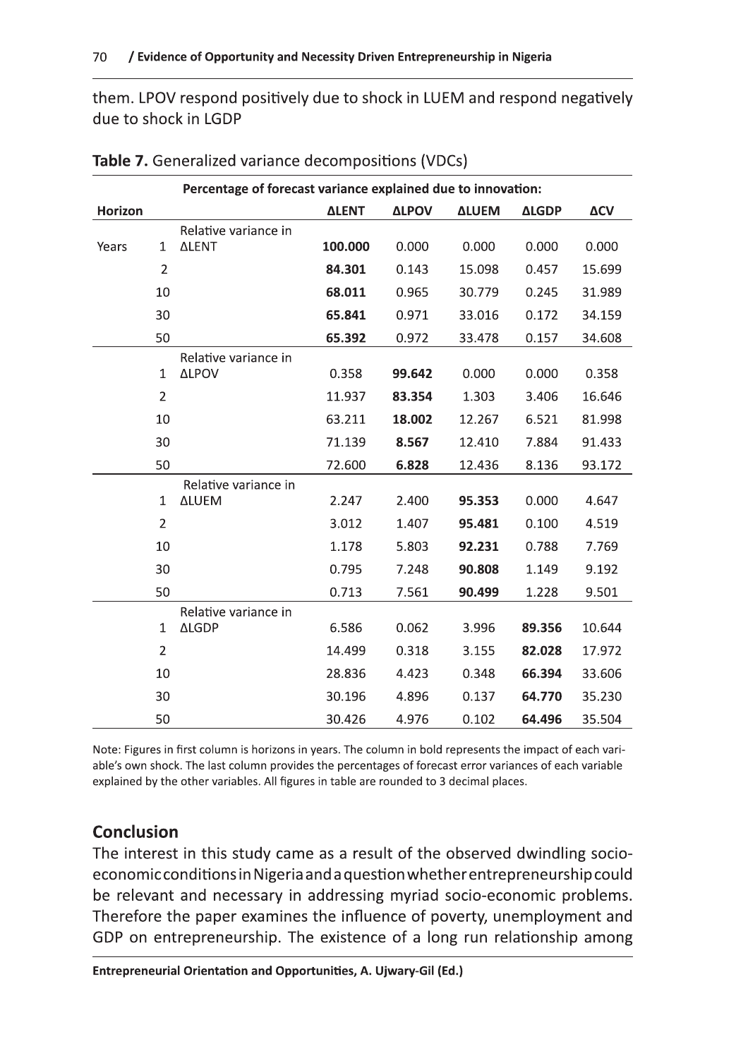them. LPOV respond positively due to shock in LUEM and respond negatively due to shock in LGDP

**Table 7.** Generalized variance decompositions (VDCs)

| Horizon | | | Percentage of forecast variance explained due to innovation: | | | | |
|---|---|---|---|---|---|---|---|
| | | | **ΔLENT** | **ΔLPOV** | **ΔLUEM** | **ΔLGDP** | **ΔCV** |
| Years | 1 | Relative variance in ΔLENT | **100.000** | 0.000 | 0.000 | 0.000 | 0.000 |
| | 2 | | **84.301** | 0.143 | 15.098 | 0.457 | 15.699 |
| | 10 | | **68.011** | 0.965 | 30.779 | 0.245 | 31.989 |
| | 30 | | **65.841** | 0.971 | 33.016 | 0.172 | 34.159 |
| | 50 | | **65.392** | 0.972 | 33.478 | 0.157 | 34.608 |
| | 1 | Relative variance in ΔLPOV | 0.358 | **99.642** | 0.000 | 0.000 | 0.358 |
| | 2 | | 11.937 | **83.354** | 1.303 | 3.406 | 16.646 |
| | 10 | | 63.211 | **18.002** | 12.267 | 6.521 | 81.998 |
| | 30 | | 71.139 | **8.567** | 12.410 | 7.884 | 91.433 |
| | 50 | | 72.600 | **6.828** | 12.436 | 8.136 | 93.172 |
| | 1 | Relative variance in ΔLUEM | 2.247 | 2.400 | **95.353** | 0.000 | 4.647 |
| | 2 | | 3.012 | 1.407 | **95.481** | 0.100 | 4.519 |
| | 10 | | 1.178 | 5.803 | **92.231** | 0.788 | 7.769 |
| | 30 | | 0.795 | 7.248 | **90.808** | 1.149 | 9.192 |
| | 50 | | 0.713 | 7.561 | **90.499** | 1.228 | 9.501 |
| | 1 | Relative variance in ΔLGDP | 6.586 | 0.062 | 3.996 | **89.356** | 10.644 |
| | 2 | | 14.499 | 0.318 | 3.155 | **82.028** | 17.972 |
| | 10 | | 28.836 | 4.423 | 0.348 | **66.394** | 33.606 |
| | 30 | | 30.196 | 4.896 | 0.137 | **64.770** | 35.230 |
| | 50 | | 30.426 | 4.976 | 0.102 | **64.496** | 35.504 |

Note: Figures in first column is horizons in years. The column in bold represents the impact of each variable's own shock. The last column provides the percentages of forecast error variances of each variable explained by the other variables. All figures in table are rounded to 3 decimal places.

## Conclusion

The interest in this study came as a result of the observed dwindling socio-economic conditions in Nigeria and a question whether entrepreneurship could be relevant and necessary in addressing myriad socio-economic problems. Therefore the paper examines the influence of poverty, unemployment and GDP on entrepreneurship. The existence of a long run relationship among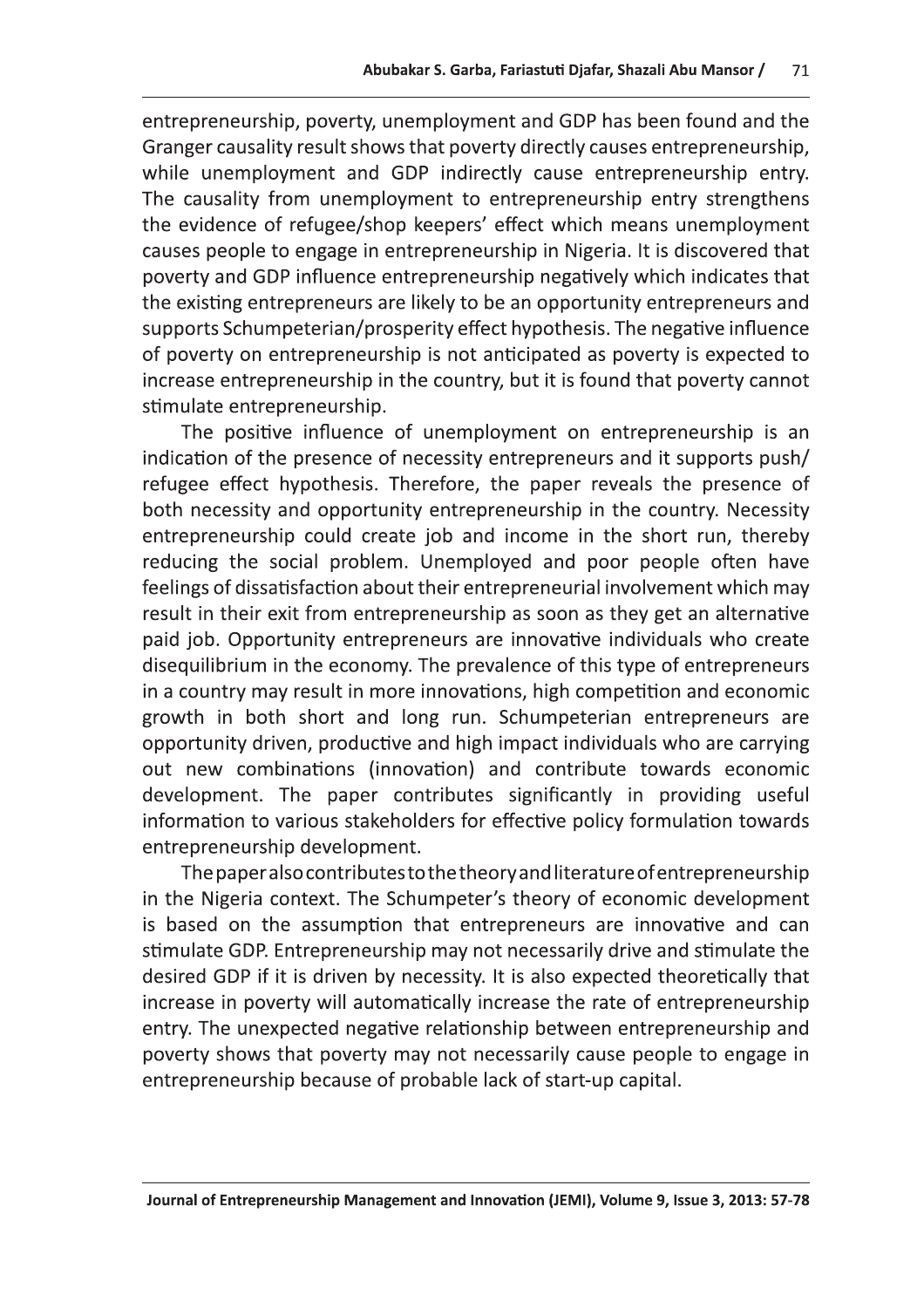entrepreneurship, poverty, unemployment and GDP has been found and the Granger causality result shows that poverty directly causes entrepreneurship, while unemployment and GDP indirectly cause entrepreneurship entry. The causality from unemployment to entrepreneurship entry strengthens the evidence of refugee/shop keepers' effect which means unemployment causes people to engage in entrepreneurship in Nigeria. It is discovered that poverty and GDP influence entrepreneurship negatively which indicates that the existing entrepreneurs are likely to be an opportunity entrepreneurs and supports Schumpeterian/prosperity effect hypothesis. The negative influence of poverty on entrepreneurship is not anticipated as poverty is expected to increase entrepreneurship in the country, but it is found that poverty cannot stimulate entrepreneurship.

The positive influence of unemployment on entrepreneurship is an indication of the presence of necessity entrepreneurs and it supports push/refugee effect hypothesis. Therefore, the paper reveals the presence of both necessity and opportunity entrepreneurship in the country. Necessity entrepreneurship could create job and income in the short run, thereby reducing the social problem. Unemployed and poor people often have feelings of dissatisfaction about their entrepreneurial involvement which may result in their exit from entrepreneurship as soon as they get an alternative paid job. Opportunity entrepreneurs are innovative individuals who create disequilibrium in the economy. The prevalence of this type of entrepreneurs in a country may result in more innovations, high competition and economic growth in both short and long run. Schumpeterian entrepreneurs are opportunity driven, productive and high impact individuals who are carrying out new combinations (innovation) and contribute towards economic development. The paper contributes significantly in providing useful information to various stakeholders for effective policy formulation towards entrepreneurship development.

The paper also contributes to the theory and literature of entrepreneurship in the Nigeria context. The Schumpeter's theory of economic development is based on the assumption that entrepreneurs are innovative and can stimulate GDP. Entrepreneurship may not necessarily drive and stimulate the desired GDP if it is driven by necessity. It is also expected theoretically that increase in poverty will automatically increase the rate of entrepreneurship entry. The unexpected negative relationship between entrepreneurship and poverty shows that poverty may not necessarily cause people to engage in entrepreneurship because of probable lack of start-up capital.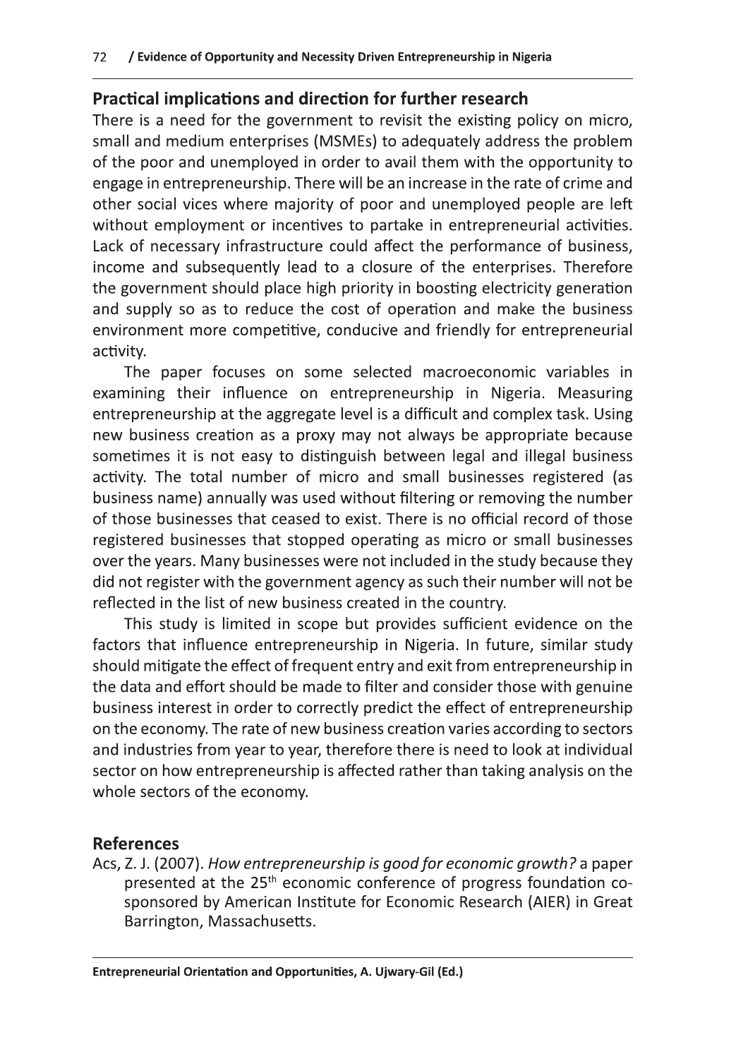## Practical implications and direction for further research

There is a need for the government to revisit the existing policy on micro, small and medium enterprises (MSMEs) to adequately address the problem of the poor and unemployed in order to avail them with the opportunity to engage in entrepreneurship. There will be an increase in the rate of crime and other social vices where majority of poor and unemployed people are left without employment or incentives to partake in entrepreneurial activities. Lack of necessary infrastructure could affect the performance of business, income and subsequently lead to a closure of the enterprises. Therefore the government should place high priority in boosting electricity generation and supply so as to reduce the cost of operation and make the business environment more competitive, conducive and friendly for entrepreneurial activity.

The paper focuses on some selected macroeconomic variables in examining their influence on entrepreneurship in Nigeria. Measuring entrepreneurship at the aggregate level is a difficult and complex task. Using new business creation as a proxy may not always be appropriate because sometimes it is not easy to distinguish between legal and illegal business activity. The total number of micro and small businesses registered (as business name) annually was used without filtering or removing the number of those businesses that ceased to exist. There is no official record of those registered businesses that stopped operating as micro or small businesses over the years. Many businesses were not included in the study because they did not register with the government agency as such their number will not be reflected in the list of new business created in the country.

This study is limited in scope but provides sufficient evidence on the factors that influence entrepreneurship in Nigeria. In future, similar study should mitigate the effect of frequent entry and exit from entrepreneurship in the data and effort should be made to filter and consider those with genuine business interest in order to correctly predict the effect of entrepreneurship on the economy. The rate of new business creation varies according to sectors and industries from year to year, therefore there is need to look at individual sector on how entrepreneurship is affected rather than taking analysis on the whole sectors of the economy.

## References

Acs, Z. J. (2007). *How entrepreneurship is good for economic growth?* a paper presented at the 25th economic conference of progress foundation co-sponsored by American Institute for Economic Research (AIER) in Great Barrington, Massachusetts.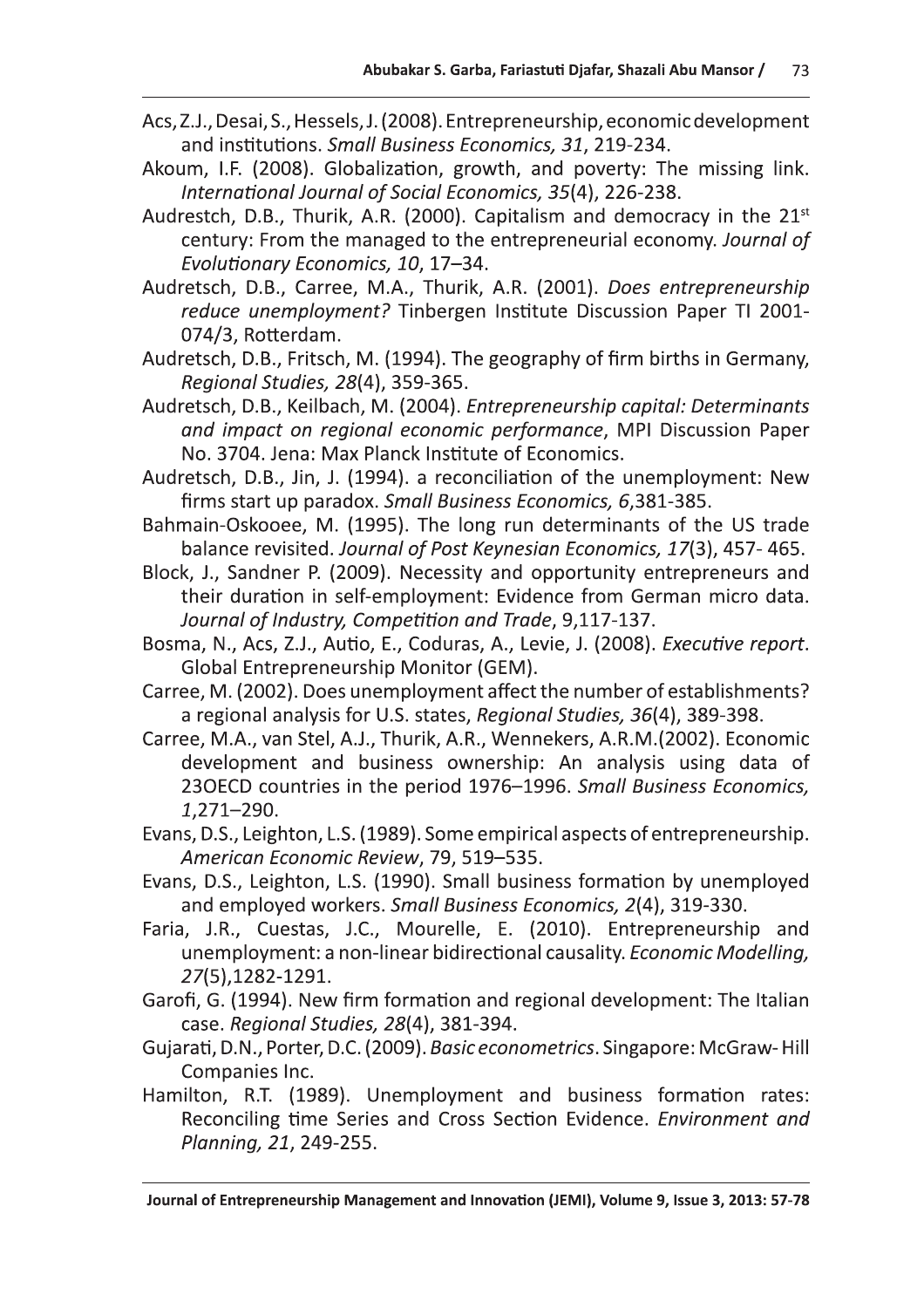Acs, Z.J., Desai, S., Hessels, J. (2008). Entrepreneurship, economic development and institutions. *Small Business Economics, 31*, 219-234.

Akoum, I.F. (2008). Globalization, growth, and poverty: The missing link. *International Journal of Social Economics, 35*(4), 226-238.

Audrestch, D.B., Thurik, A.R. (2000). Capitalism and democracy in the 21st century: From the managed to the entrepreneurial economy. *Journal of Evolutionary Economics, 10*, 17–34.

Audretsch, D.B., Carree, M.A., Thurik, A.R. (2001). *Does entrepreneurship reduce unemployment?* Tinbergen Institute Discussion Paper TI 2001-074/3, Rotterdam.

Audretsch, D.B., Fritsch, M. (1994). The geography of firm births in Germany, *Regional Studies, 28*(4), 359-365.

Audretsch, D.B., Keilbach, M. (2004). *Entrepreneurship capital: Determinants and impact on regional economic performance*, MPI Discussion Paper No. 3704. Jena: Max Planck Institute of Economics.

Audretsch, D.B., Jin, J. (1994). a reconciliation of the unemployment: New firms start up paradox. *Small Business Economics, 6*,381-385.

Bahmain-Oskooee, M. (1995). The long run determinants of the US trade balance revisited. *Journal of Post Keynesian Economics, 17*(3), 457- 465.

Block, J., Sandner P. (2009). Necessity and opportunity entrepreneurs and their duration in self-employment: Evidence from German micro data. *Journal of Industry, Competition and Trade*, 9,117-137.

Bosma, N., Acs, Z.J., Autio, E., Coduras, A., Levie, J. (2008). *Executive report*. Global Entrepreneurship Monitor (GEM).

Carree, M. (2002). Does unemployment affect the number of establishments? a regional analysis for U.S. states, *Regional Studies, 36*(4), 389-398.

Carree, M.A., van Stel, A.J., Thurik, A.R., Wennekers, A.R.M.(2002). Economic development and business ownership: An analysis using data of 23OECD countries in the period 1976–1996. *Small Business Economics, 1*,271–290.

Evans, D.S., Leighton, L.S. (1989). Some empirical aspects of entrepreneurship. *American Economic Review*, 79, 519–535.

Evans, D.S., Leighton, L.S. (1990). Small business formation by unemployed and employed workers. *Small Business Economics, 2*(4), 319-330.

Faria, J.R., Cuestas, J.C., Mourelle, E. (2010). Entrepreneurship and unemployment: a non-linear bidirectional causality. *Economic Modelling, 27*(5),1282-1291.

Garofi, G. (1994). New firm formation and regional development: The Italian case. *Regional Studies, 28*(4), 381-394.

Gujarati, D.N., Porter, D.C. (2009). *Basic econometrics*. Singapore: McGraw- Hill Companies Inc.

Hamilton, R.T. (1989). Unemployment and business formation rates: Reconciling time Series and Cross Section Evidence. *Environment and Planning, 21*, 249-255.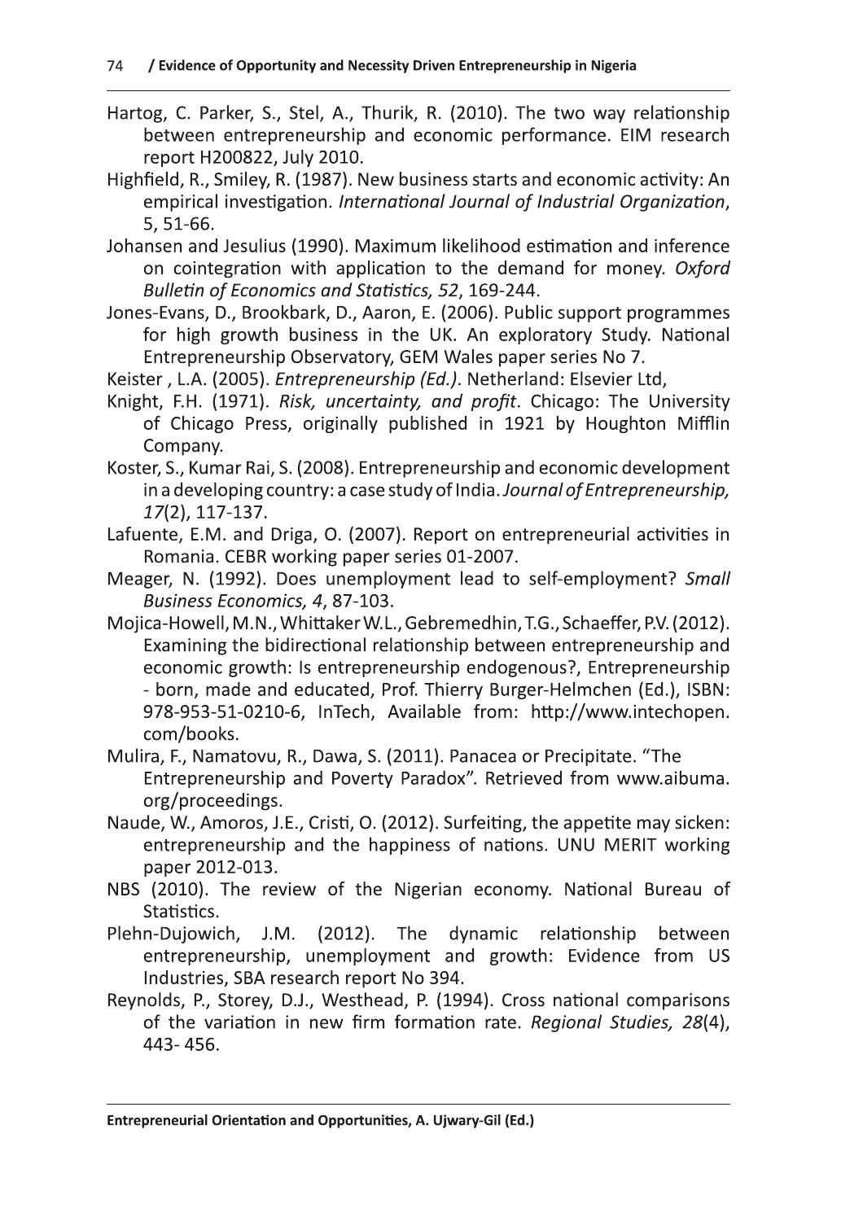Hartog, C. Parker, S., Stel, A., Thurik, R. (2010). The two way relationship between entrepreneurship and economic performance. EIM research report H200822, July 2010.

Highfield, R., Smiley, R. (1987). New business starts and economic activity: An empirical investigation. *International Journal of Industrial Organization*, 5, 51-66.

Johansen and Jesulius (1990). Maximum likelihood estimation and inference on cointegration with application to the demand for money. *Oxford Bulletin of Economics and Statistics, 52*, 169-244.

Jones-Evans, D., Brookbark, D., Aaron, E. (2006). Public support programmes for high growth business in the UK. An exploratory Study. National Entrepreneurship Observatory, GEM Wales paper series No 7.

Keister , L.A. (2005). *Entrepreneurship (Ed.)*. Netherland: Elsevier Ltd,

Knight, F.H. (1971). *Risk, uncertainty, and profit*. Chicago: The University of Chicago Press, originally published in 1921 by Houghton Mifflin Company.

Koster, S., Kumar Rai, S. (2008). Entrepreneurship and economic development in a developing country: a case study of India. *Journal of Entrepreneurship, 17*(2), 117-137.

Lafuente, E.M. and Driga, O. (2007). Report on entrepreneurial activities in Romania. CEBR working paper series 01-2007.

Meager, N. (1992). Does unemployment lead to self-employment? *Small Business Economics, 4*, 87-103.

Mojica-Howell, M.N., Whittaker W.L., Gebremedhin, T.G., Schaeffer, P.V. (2012). Examining the bidirectional relationship between entrepreneurship and economic growth: Is entrepreneurship endogenous?, Entrepreneurship - born, made and educated, Prof. Thierry Burger-Helmchen (Ed.), ISBN: 978-953-51-0210-6, InTech, Available from: http://www.intechopen.com/books.

Mulira, F., Namatovu, R., Dawa, S. (2011). Panacea or Precipitate. "The Entrepreneurship and Poverty Paradox". Retrieved from www.aibuma.org/proceedings.

Naude, W., Amoros, J.E., Cristi, O. (2012). Surfeiting, the appetite may sicken: entrepreneurship and the happiness of nations. UNU MERIT working paper 2012-013.

NBS (2010). The review of the Nigerian economy. National Bureau of Statistics.

Plehn-Dujowich, J.M. (2012). The dynamic relationship between entrepreneurship, unemployment and growth: Evidence from US Industries, SBA research report No 394.

Reynolds, P., Storey, D.J., Westhead, P. (1994). Cross national comparisons of the variation in new firm formation rate. *Regional Studies, 28*(4), 443- 456.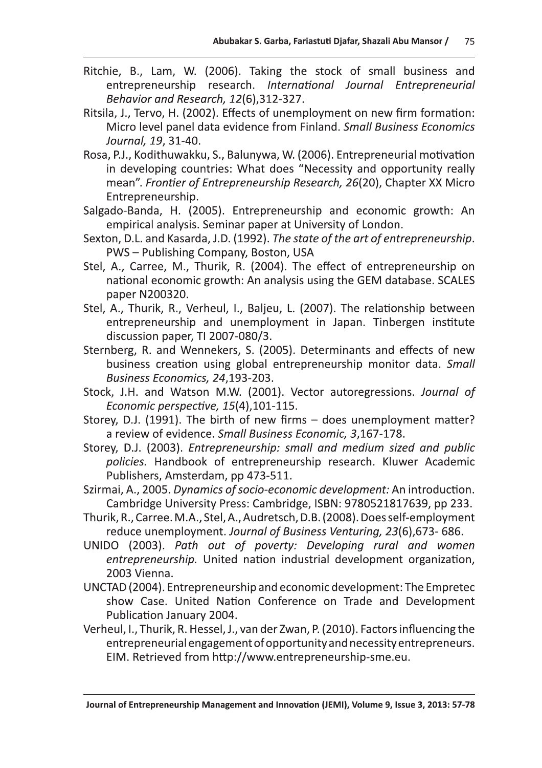Ritchie, B., Lam, W. (2006). Taking the stock of small business and entrepreneurship research. *International Journal Entrepreneurial Behavior and Research, 12*(6),312-327.

Ritsila, J., Tervo, H. (2002). Effects of unemployment on new firm formation: Micro level panel data evidence from Finland. *Small Business Economics Journal, 19*, 31-40.

Rosa, P.J., Kodithuwakku, S., Balunywa, W. (2006). Entrepreneurial motivation in developing countries: What does "Necessity and opportunity really mean". *Frontier of Entrepreneurship Research, 26*(20), Chapter XX Micro Entrepreneurship.

Salgado-Banda, H. (2005). Entrepreneurship and economic growth: An empirical analysis. Seminar paper at University of London.

Sexton, D.L. and Kasarda, J.D. (1992). *The state of the art of entrepreneurship*. PWS – Publishing Company, Boston, USA

Stel, A., Carree, M., Thurik, R. (2004). The effect of entrepreneurship on national economic growth: An analysis using the GEM database. SCALES paper N200320.

Stel, A., Thurik, R., Verheul, I., Baljeu, L. (2007). The relationship between entrepreneurship and unemployment in Japan. Tinbergen institute discussion paper, TI 2007-080/3.

Sternberg, R. and Wennekers, S. (2005). Determinants and effects of new business creation using global entrepreneurship monitor data. *Small Business Economics, 24*,193-203.

Stock, J.H. and Watson M.W. (2001). Vector autoregressions. *Journal of Economic perspective, 15*(4),101-115.

Storey, D.J. (1991). The birth of new firms – does unemployment matter? a review of evidence. *Small Business Economic, 3*,167-178.

Storey, D.J. (2003). *Entrepreneurship: small and medium sized and public policies.* Handbook of entrepreneurship research. Kluwer Academic Publishers, Amsterdam, pp 473-511.

Szirmai, A., 2005. *Dynamics of socio-economic development:* An introduction. Cambridge University Press: Cambridge, ISBN: 9780521817639, pp 233.

Thurik, R., Carree. M.A., Stel, A., Audretsch, D.B. (2008). Does self-employment reduce unemployment. *Journal of Business Venturing, 23*(6),673- 686.

UNIDO (2003). *Path out of poverty: Developing rural and women entrepreneurship.* United nation industrial development organization, 2003 Vienna.

UNCTAD (2004). Entrepreneurship and economic development: The Empretec show Case. United Nation Conference on Trade and Development Publication January 2004.

Verheul, I., Thurik, R. Hessel, J., van der Zwan, P. (2010). Factors influencing the entrepreneurial engagement of opportunity and necessity entrepreneurs. EIM. Retrieved from http://www.entrepreneurship-sme.eu.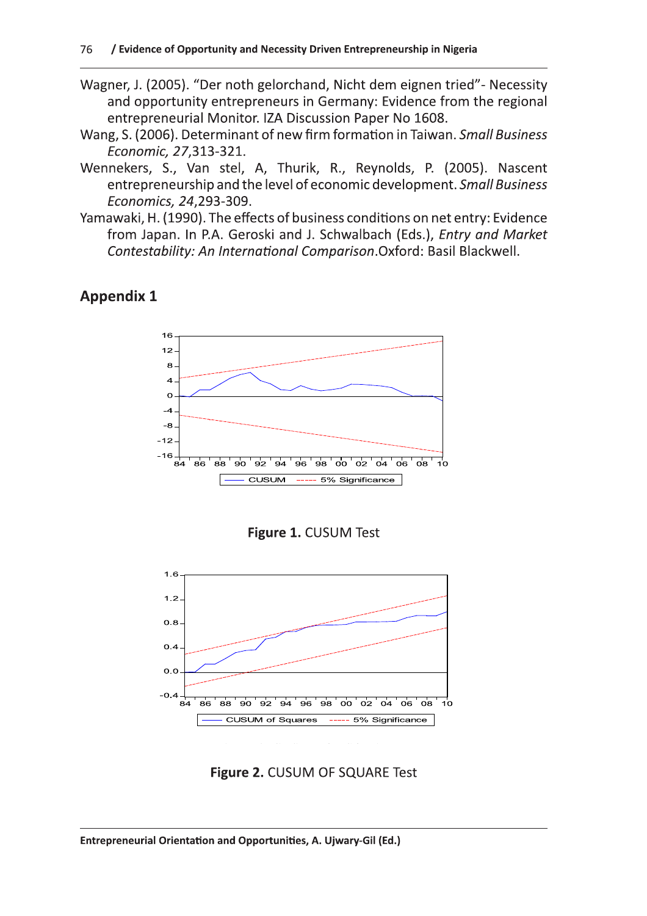Wagner, J. (2005). “Der noth gelorchand, Nicht dem eignen tried”- Necessity and opportunity entrepreneurs in Germany: Evidence from the regional entrepreneurial Monitor. IZA Discussion Paper No 1608.

Wang, S. (2006). Determinant of new firm formation in Taiwan. *Small Business Economic, 27*,313-321.

Wennekers, S., Van stel, A, Thurik, R., Reynolds, P. (2005). Nascent entrepreneurship and the level of economic development. *Small Business Economics, 24*,293-309.

Yamawaki, H. (1990). The effects of business conditions on net entry: Evidence from Japan. In P.A. Geroski and J. Schwalbach (Eds.), *Entry and Market Contestability: An International Comparison*.Oxford: Basil Blackwell.

## Appendix 1

**Figure 1.** CUSUM Test

**Figure 2.** CUSUM OF SQUARE Test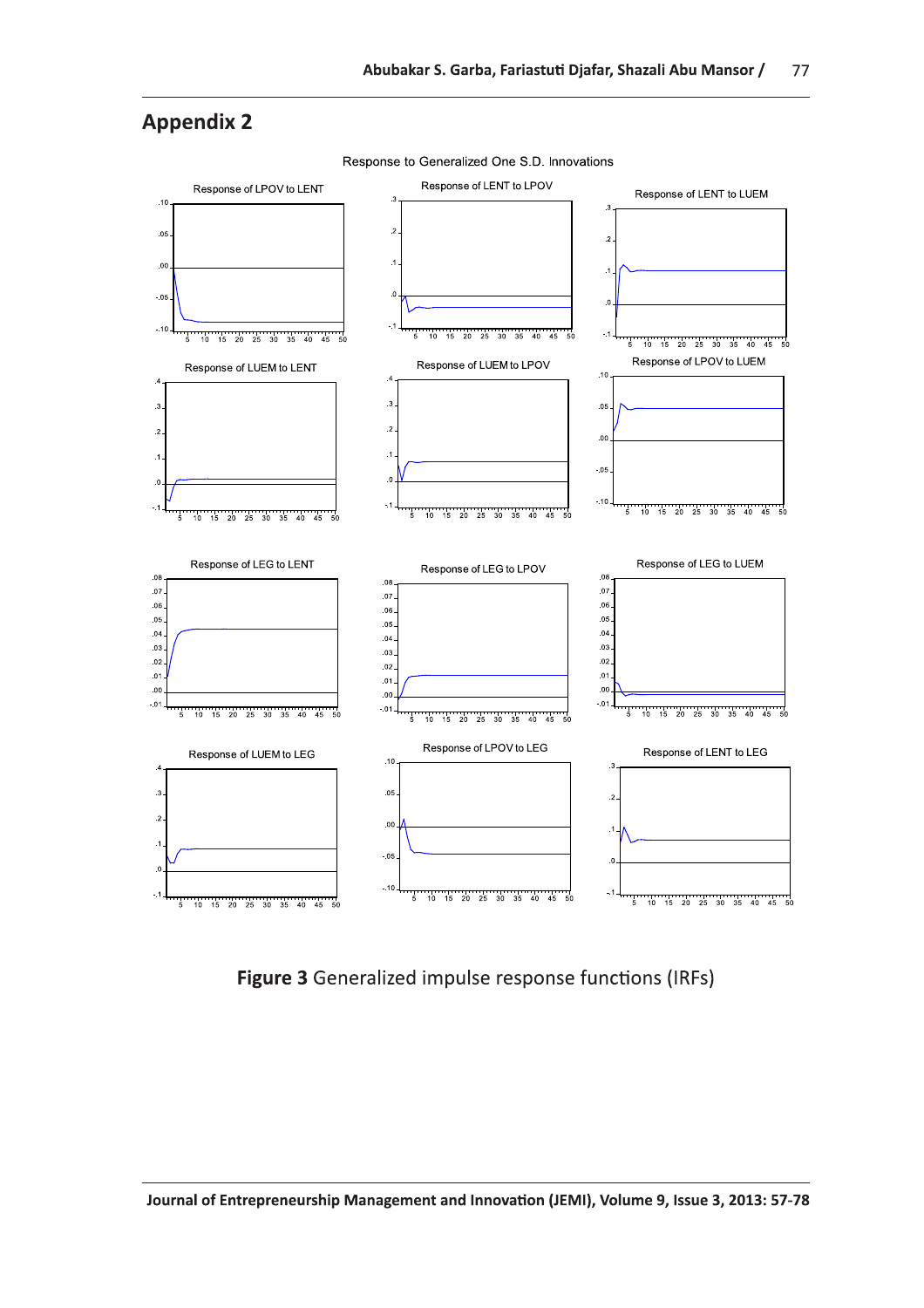## Appendix 2

Response to Generalized One S.D. Innovations

**Figure 3** Generalized impulse response functions (IRFs)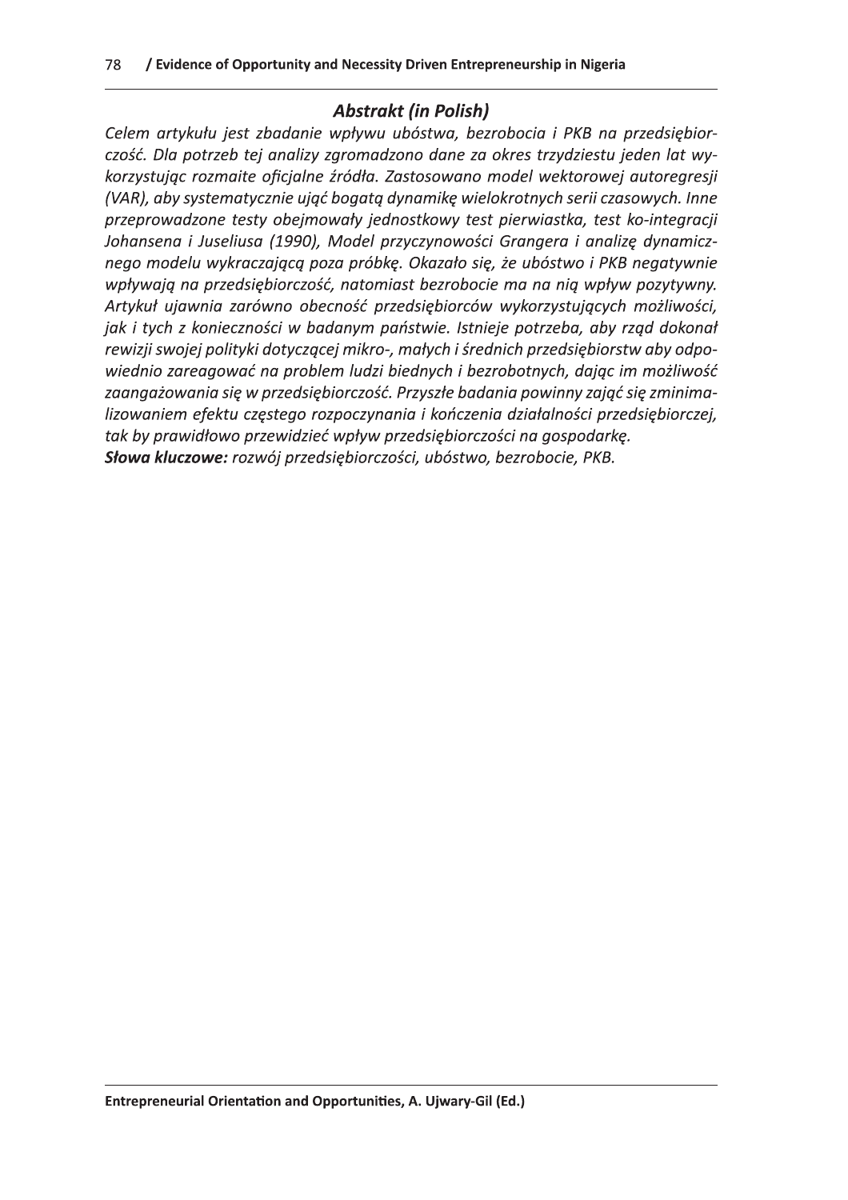### *Abstrakt (in Polish)*

*Celem artykułu jest zbadanie wpływu ubóstwa, bezrobocia i PKB na przedsiębiorczość. Dla potrzeb tej analizy zgromadzono dane za okres trzydziestu jeden lat wykorzystując rozmaite oficjalne źródła. Zastosowano model wektorowej autoregresji (VAR), aby systematycznie ująć bogatą dynamikę wielokrotnych serii czasowych. Inne przeprowadzone testy obejmowały jednostkowy test pierwiastka, test ko-integracji Johansena i Juseliusa (1990), Model przyczynowości Grangera i analizę dynamicznego modelu wykraczającą poza próbkę. Okazało się, że ubóstwo i PKB negatywnie wpływają na przedsiębiorczość, natomiast bezrobocie ma na nią wpływ pozytywny. Artykuł ujawnia zarówno obecność przedsiębiorców wykorzystujących możliwości, jak i tych z konieczności w badanym państwie. Istnieje potrzeba, aby rząd dokonał rewizji swojej polityki dotyczącej mikro-, małych i średnich przedsiębiorstw aby odpowiednio zareagować na problem ludzi biednych i bezrobotnych, dając im możliwość zaangażowania się w przedsiębiorczość. Przyszłe badania powinny zająć się zminimalizowaniem efektu częstego rozpoczynania i kończenia działalności przedsiębiorczej, tak by prawidłowo przewidzieć wpływ przedsiębiorczości na gospodarkę.*

***Słowa kluczowe:*** *rozwój przedsiębiorczości, ubóstwo, bezrobocie, PKB.*